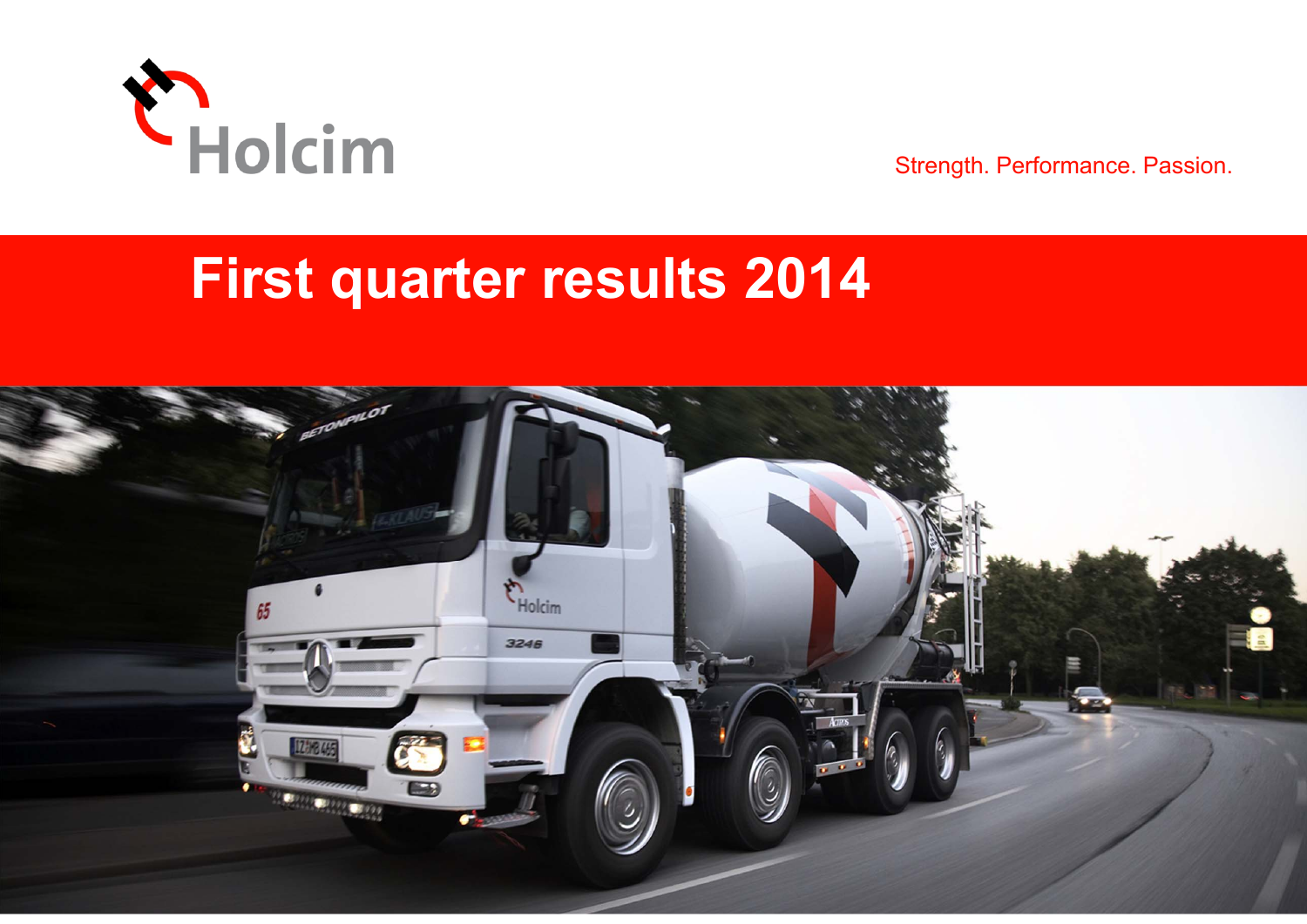Holcim

Strength. Performance. Passion.

# First quarter results 2014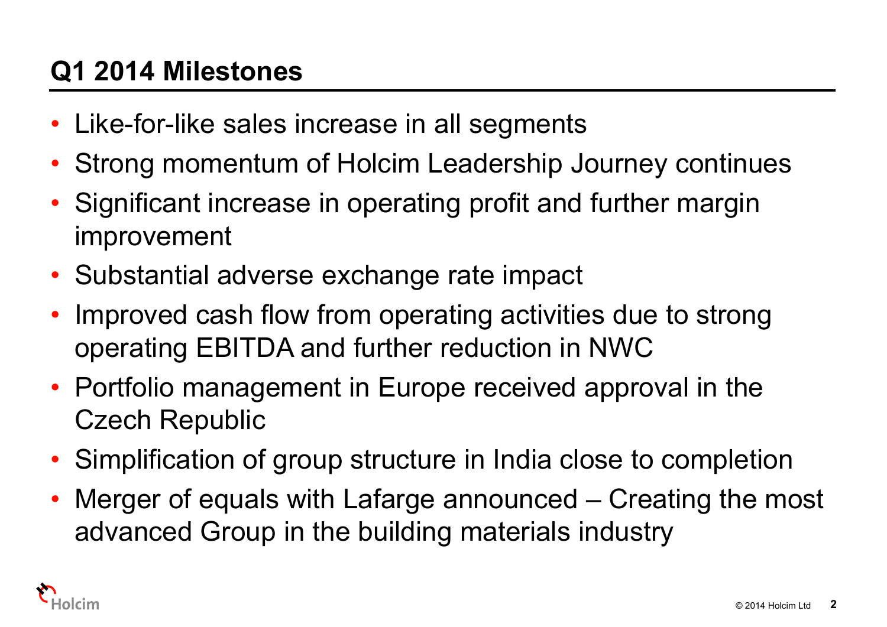## Q1 2014 Milestones

- Like-for-like sales increase in all segments
- Strong momentum of Holcim Leadership Journey continues
- Significant increase in operating profit and further margin improvement
- Substantial adverse exchange rate impact
- Improved cash flow from operating activities due to strong operating EBITDA and further reduction in NWC
- Portfolio management in Europe received approval in the Czech Republic
- Simplification of group structure in India close to completion
- Merger of equals with Lafarge announced – Creating the most advanced Group in the building materials industry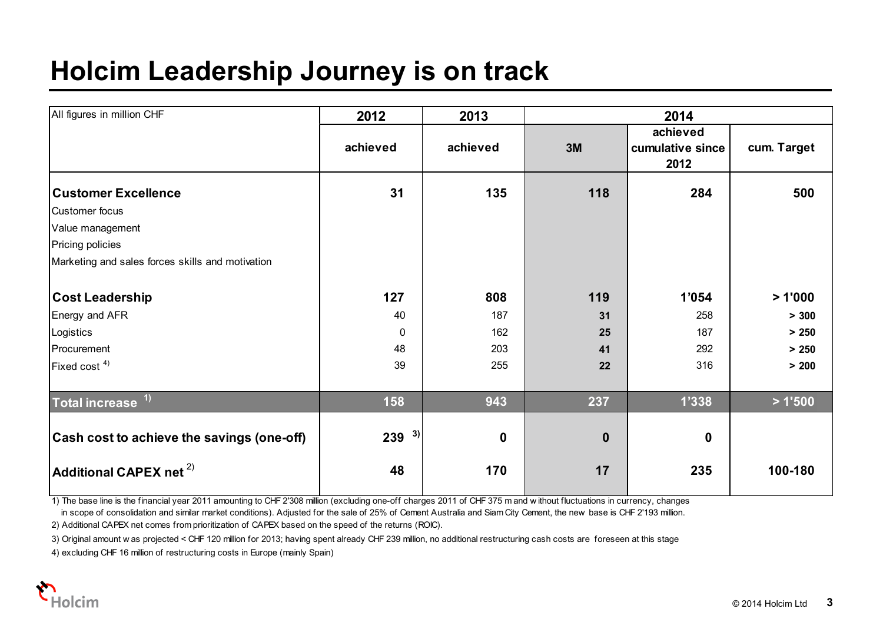# Holcim Leadership Journey is on track

| All figures in million CHF | 2012 | 2013 | 2014 | | |
|---|---|---|---|---|---|
| | achieved | achieved | 3M | achieved cumulative since 2012 | cum. Target |
| **Customer Excellence** | **31** | **135** | **118** | **284** | **500** |
| Customer focus | | | | | |
| Value management | | | | | |
| Pricing policies | | | | | |
| Marketing and sales forces skills and motivation | | | | | |
| **Cost Leadership** | **127** | **808** | **119** | **1'054** | **> 1'000** |
| Energy and AFR | 40 | 187 | **31** | 258 | **> 300** |
| Logistics | 0 | 162 | **25** | 187 | **> 250** |
| Procurement | 48 | 203 | **41** | 292 | **> 250** |
| Fixed cost [4] | 39 | 255 | **22** | 316 | **> 200** |
| **Total increase** [1] | **158** | **943** | **237** | **1'338** | **> 1'500** |
| **Cash cost to achieve the savings (one-off)** | **239** [3] | **0** | **0** | **0** | |
| **Additional CAPEX net** [2] | **48** | **170** | **17** | **235** | **100-180** |

1) The base line is the financial year 2011 amounting to CHF 2'308 million (excluding one-off charges 2011 of CHF 375 m and without fluctuations in currency, changes in scope of consolidation and similar market conditions). Adjusted for the sale of 25% of Cement Australia and Siam City Cement, the new base is CHF 2'193 million.

2) Additional CAPEX net comes from prioritization of CAPEX based on the speed of the returns (ROIC).

3) Original amount was projected < CHF 120 million for 2013; having spent already CHF 239 million, no additional restructuring cash costs are foreseen at this stage

4) excluding CHF 16 million of restructuring costs in Europe (mainly Spain)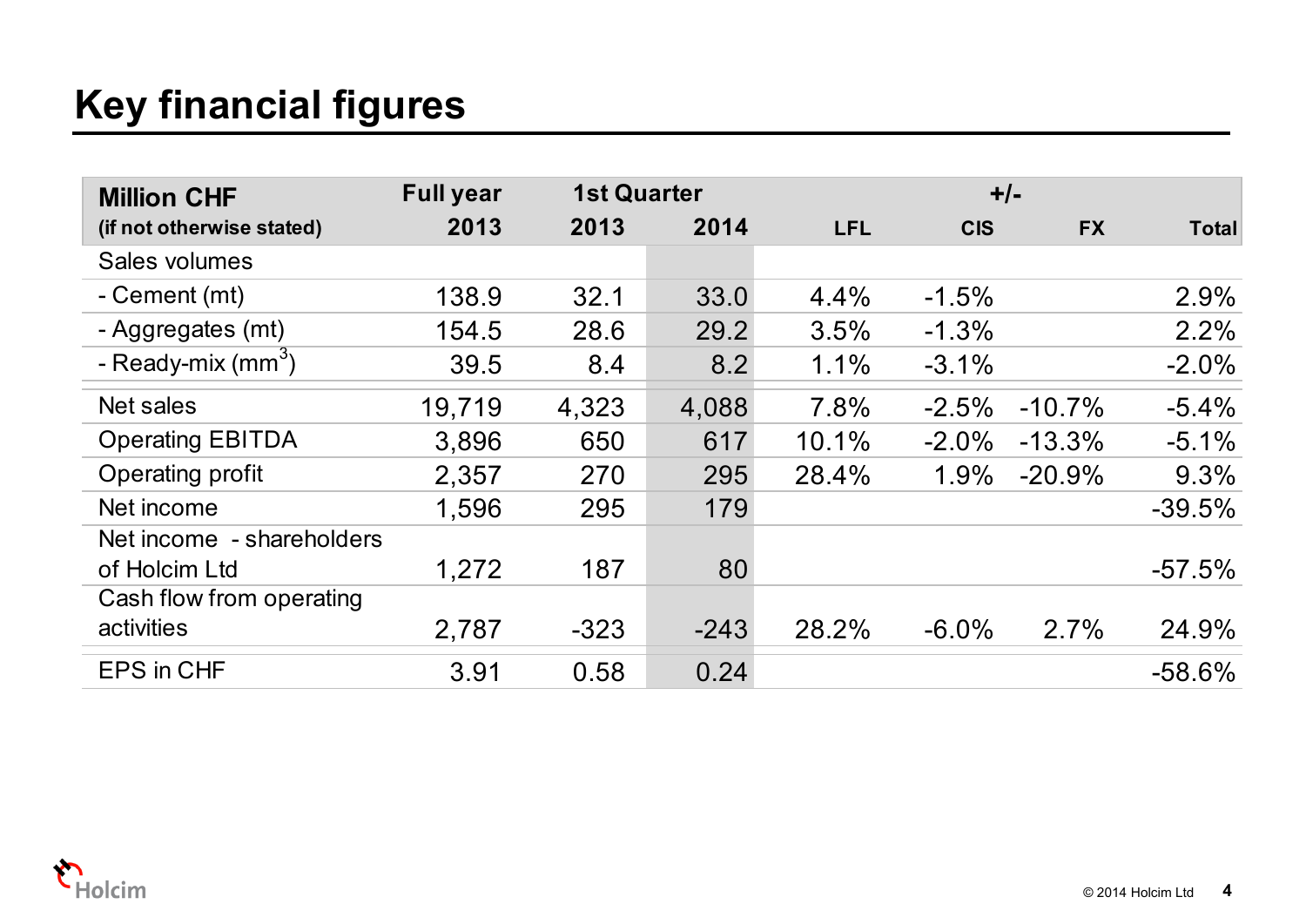# Key financial figures

| Million CHF (if not otherwise stated) | Full year 2013 | 1st Quarter 2013 | 1st Quarter 2014 | +/- LFL | +/- CIS | +/- FX | +/- Total |
|---|---|---|---|---|---|---|---|
| Sales volumes | | | | | | | |
| - Cement (mt) | 138.9 | 32.1 | 33.0 | 4.4% | -1.5% | | 2.9% |
| - Aggregates (mt) | 154.5 | 28.6 | 29.2 | 3.5% | -1.3% | | 2.2% |
| - Ready-mix ($mm^3$) | 39.5 | 8.4 | 8.2 | 1.1% | -3.1% | | -2.0% |
| Net sales | 19,719 | 4,323 | 4,088 | 7.8% | -2.5% | -10.7% | -5.4% |
| Operating EBITDA | 3,896 | 650 | 617 | 10.1% | -2.0% | -13.3% | -5.1% |
| Operating profit | 2,357 | 270 | 295 | 28.4% | 1.9% | -20.9% | 9.3% |
| Net income | 1,596 | 295 | 179 | | | | -39.5% |
| Net income - shareholders of Holcim Ltd | 1,272 | 187 | 80 | | | | -57.5% |
| Cash flow from operating activities | 2,787 | -323 | -243 | 28.2% | -6.0% | 2.7% | 24.9% |
| EPS in CHF | 3.91 | 0.58 | 0.24 | | | | -58.6% |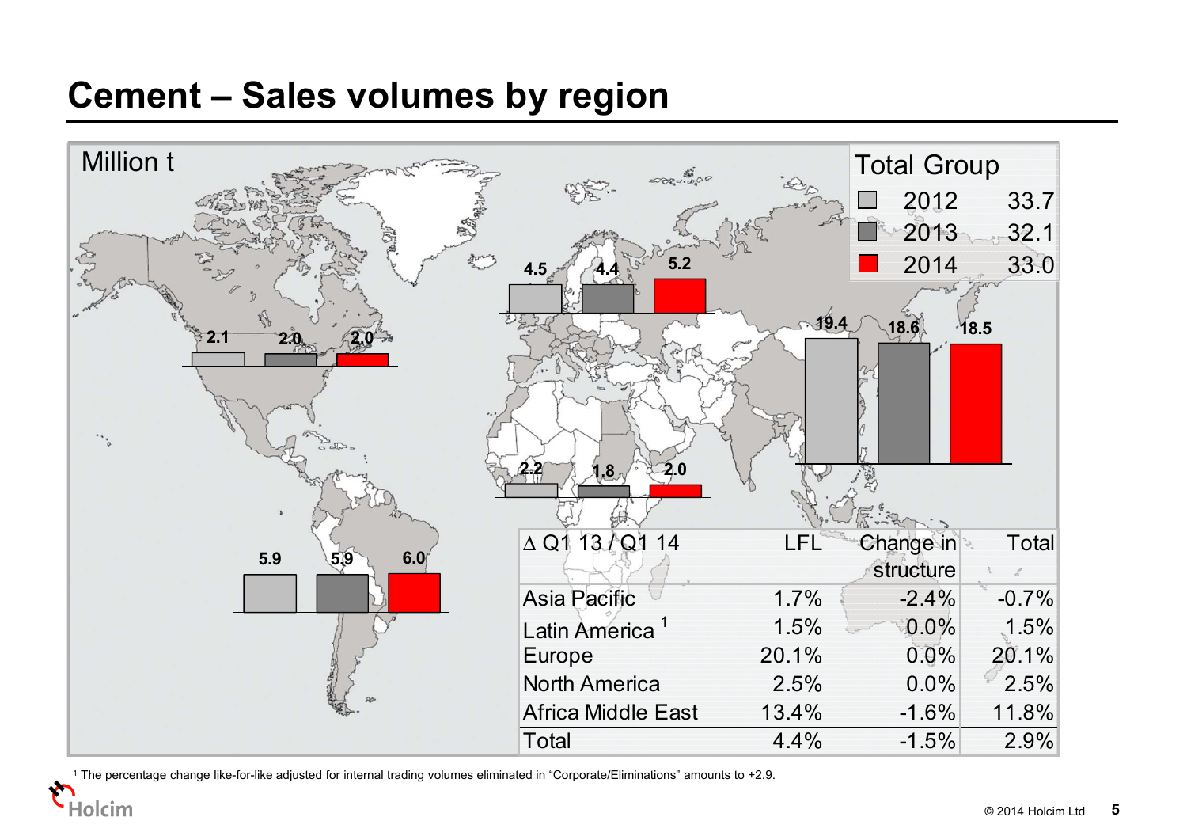# Cement – Sales volumes by region

Million t

| Region | 2012 | 2013 | 2014 |
|---|---|---|---|
| North America | 2.1 | 2.0 | 2.0 |
| Latin America | 5.9 | 5.9 | 6.0 |
| Europe | 4.5 | 4.4 | 5.2 |
| Africa Middle East | 2.2 | 1.8 | 2.0 |
| Asia Pacific | 19.4 | 18.6 | 18.5 |

**Total Group**

| Year | Million t |
|---|---|
| 2012 | 33.7 |
| 2013 | 32.1 |
| 2014 | 33.0 |

| Δ Q1 13 / Q1 14 | LFL | Change in structure | Total |
|---|---|---|---|
| Asia Pacific | 1.7% | -2.4% | -0.7% |
| Latin America [1] | 1.5% | 0.0% | 1.5% |
| Europe | 20.1% | 0.0% | 20.1% |
| North America | 2.5% | 0.0% | 2.5% |
| Africa Middle East | 13.4% | -1.6% | 11.8% |
| Total | 4.4% | -1.5% | 2.9% |

[1] The percentage change like-for-like adjusted for internal trading volumes eliminated in "Corporate/Eliminations" amounts to +2.9.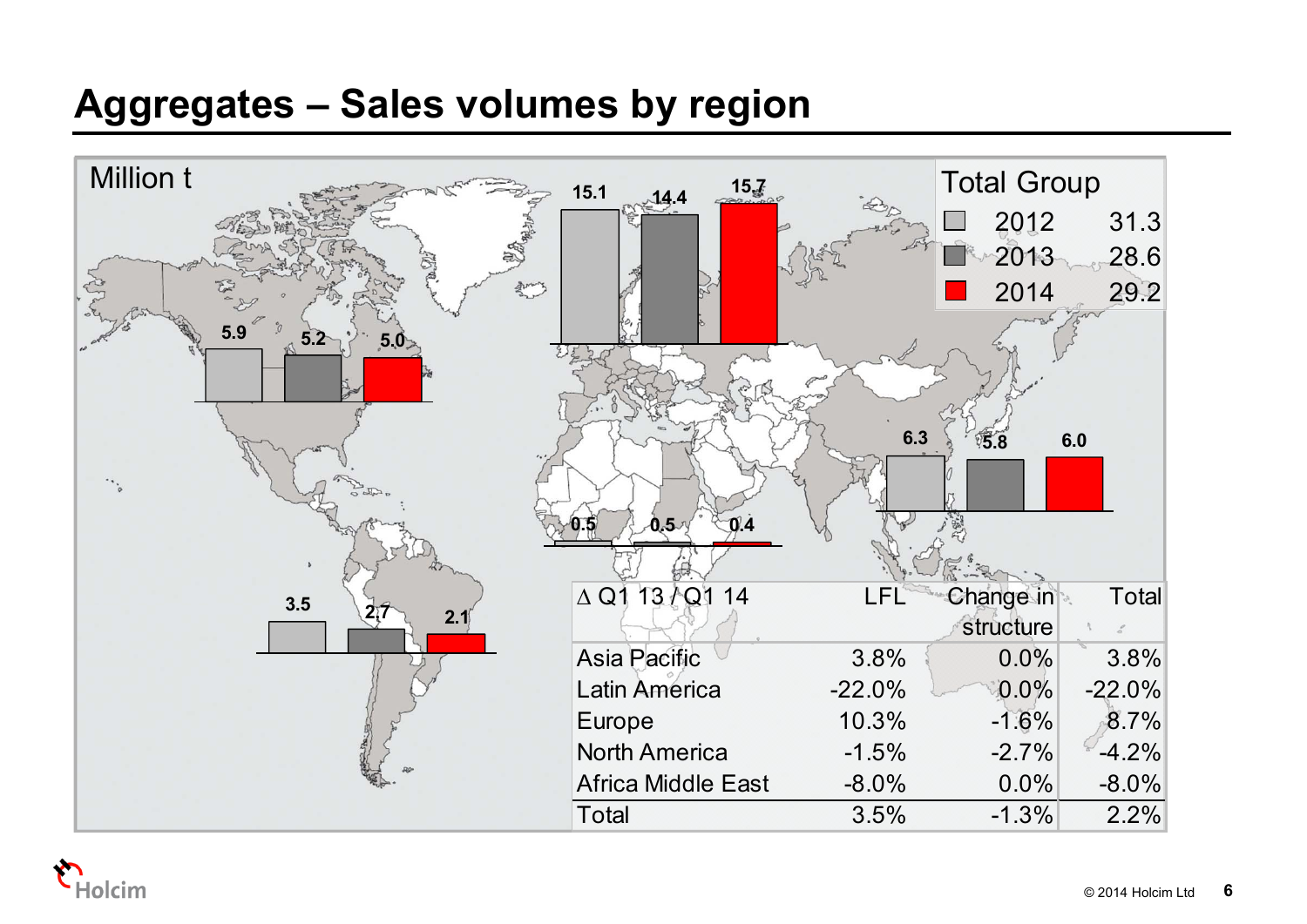# Aggregates – Sales volumes by region

Million t

| Region | 2012 | 2013 | 2014 |
|---|---|---|---|
| North America | 5.9 | 5.2 | 5.0 |
| Latin America | 3.5 | 2.7 | 2.1 |
| Europe | 15.1 | 14.4 | 15.7 |
| Africa Middle East | 0.5 | 0.5 | 0.4 |
| Asia Pacific | 6.3 | 5.8 | 6.0 |

| Total Group | |
|---|---|
| 2012 | 31.3 |
| 2013 | 28.6 |
| 2014 | 29.2 |

| Δ Q1 13 / Q1 14 | LFL | Change in structure | Total |
|---|---|---|---|
| Asia Pacific | 3.8% | 0.0% | 3.8% |
| Latin America | -22.0% | 0.0% | -22.0% |
| Europe | 10.3% | -1.6% | 8.7% |
| North America | -1.5% | -2.7% | -4.2% |
| Africa Middle East | -8.0% | 0.0% | -8.0% |
| Total | 3.5% | -1.3% | 2.2% |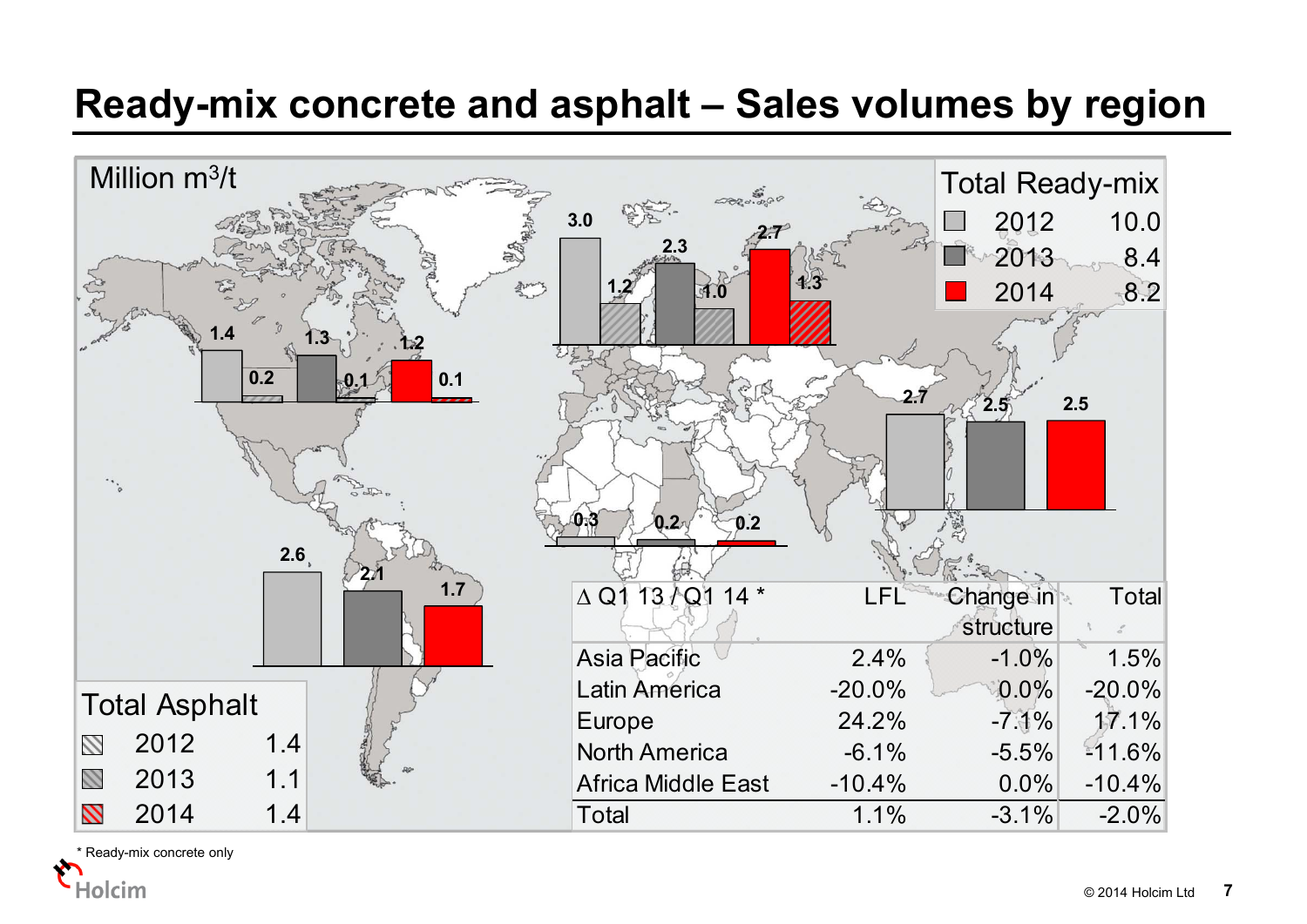# Ready-mix concrete and asphalt – Sales volumes by region

Million $m^3$/t

| Total Ready-mix | |
|---|---|
| 2012 | 10.0 |
| 2013 | 8.4 |
| 2014 | 8.2 |

| Total Asphalt | |
|---|---|
| 2012 | 1.4 |
| 2013 | 1.1 |
| 2014 | 1.4 |

| Region | Ready-mix 2012 | Asphalt 2012 | Ready-mix 2013 | Asphalt 2013 | Ready-mix 2014 | Asphalt 2014 |
|---|---|---|---|---|---|---|
| North America | 1.4 | 0.2 | 1.3 | 0.1 | 1.2 | 0.1 |
| Europe | 3.0 | 1.2 | 2.3 | 1.0 | 2.7 | 1.3 |
| Asia Pacific | 2.7 | | 2.5 | | 2.5 | |
| Africa Middle East | 0.3 | | 0.2 | | 0.2 | |
| Latin America | 2.6 | | 2.1 | | 1.7 | |

| Δ Q1 13 / Q1 14 * | LFL | Change in structure | Total |
|---|---|---|---|
| Asia Pacific | 2.4% | -1.0% | 1.5% |
| Latin America | -20.0% | 0.0% | -20.0% |
| Europe | 24.2% | -7.1% | 17.1% |
| North America | -6.1% | -5.5% | -11.6% |
| Africa Middle East | -10.4% | 0.0% | -10.4% |
| Total | 1.1% | -3.1% | -2.0% |

* Ready-mix concrete only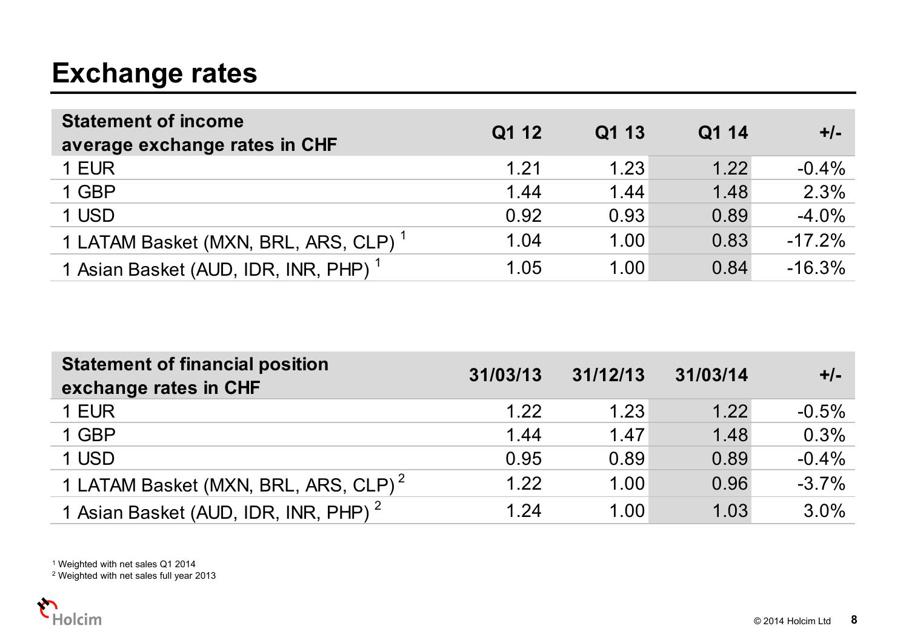# Exchange rates

| Statement of income average exchange rates in CHF | Q1 12 | Q1 13 | Q1 14 | +/- |
|---|---|---|---|---|
| 1 EUR | 1.21 | 1.23 | 1.22 | -0.4% |
| 1 GBP | 1.44 | 1.44 | 1.48 | 2.3% |
| 1 USD | 0.92 | 0.93 | 0.89 | -4.0% |
| 1 LATAM Basket (MXN, BRL, ARS, CLP) [1] | 1.04 | 1.00 | 0.83 | -17.2% |
| 1 Asian Basket (AUD, IDR, INR, PHP) [1] | 1.05 | 1.00 | 0.84 | -16.3% |

| Statement of financial position exchange rates in CHF | 31/03/13 | 31/12/13 | 31/03/14 | +/- |
|---|---|---|---|---|
| 1 EUR | 1.22 | 1.23 | 1.22 | -0.5% |
| 1 GBP | 1.44 | 1.47 | 1.48 | 0.3% |
| 1 USD | 0.95 | 0.89 | 0.89 | -0.4% |
| 1 LATAM Basket (MXN, BRL, ARS, CLP) [2] | 1.22 | 1.00 | 0.96 | -3.7% |
| 1 Asian Basket (AUD, IDR, INR, PHP) [2] | 1.24 | 1.00 | 1.03 | 3.0% |

[1] Weighted with net sales Q1 2014
[2] Weighted with net sales full year 2013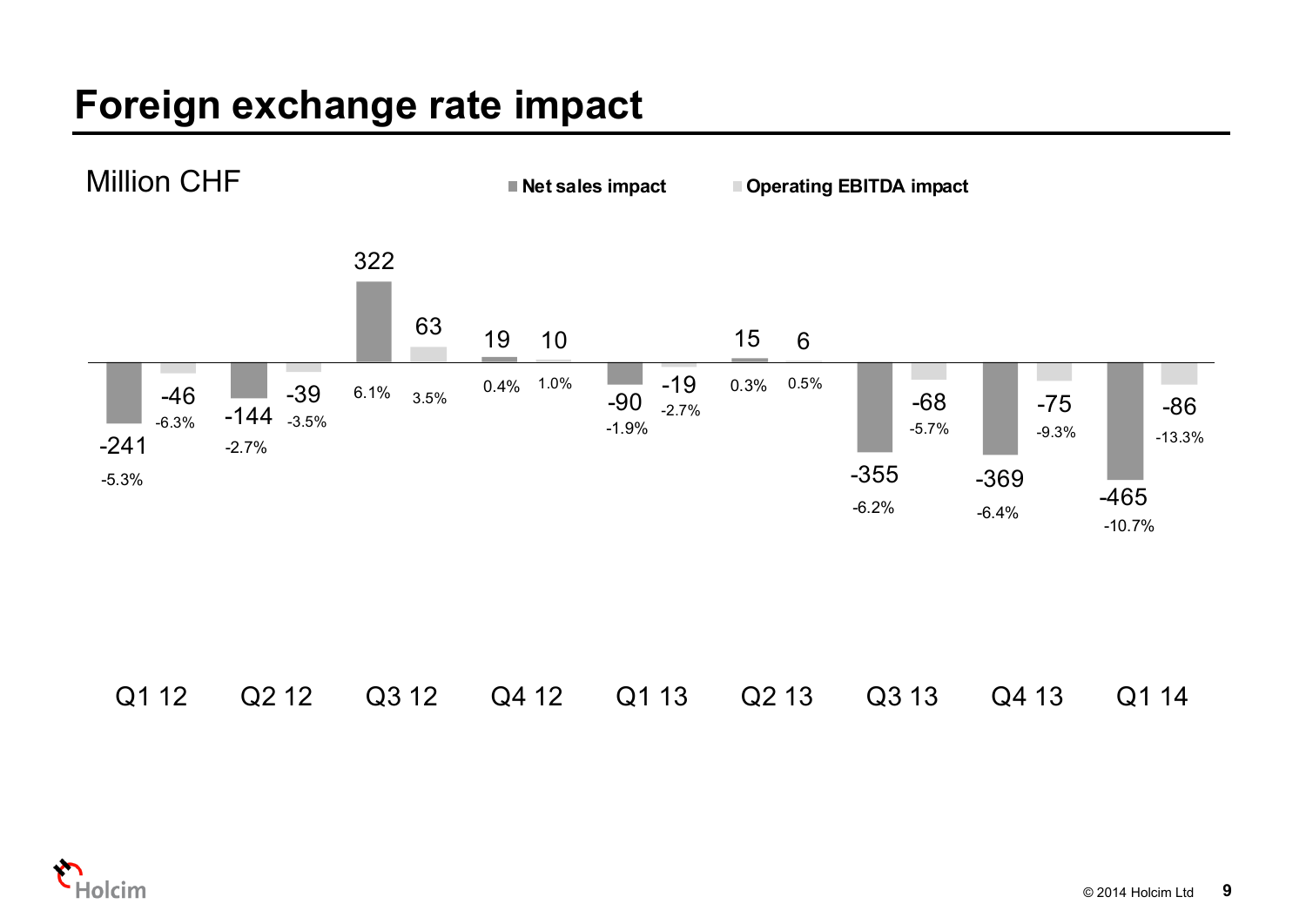# Foreign exchange rate impact

Million CHF

| Quarter | Net sales impact | Net sales impact % | Operating EBITDA impact | Operating EBITDA impact % |
|---|---|---|---|---|
| Q1 12 | -241 | -5.3% | -46 | -6.3% |
| Q2 12 | -144 | -2.7% | -39 | -3.5% |
| Q3 12 | 322 | 6.1% | 63 | 3.5% |
| Q4 12 | 19 | 0.4% | 10 | 1.0% |
| Q1 13 | -90 | -1.9% | -19 | -2.7% |
| Q2 13 | 15 | 0.3% | 6 | 0.5% |
| Q3 13 | -355 | -6.2% | -68 | -5.7% |
| Q4 13 | -369 | -6.4% | -75 | -9.3% |
| Q1 14 | -465 | -10.7% | -86 | -13.3% |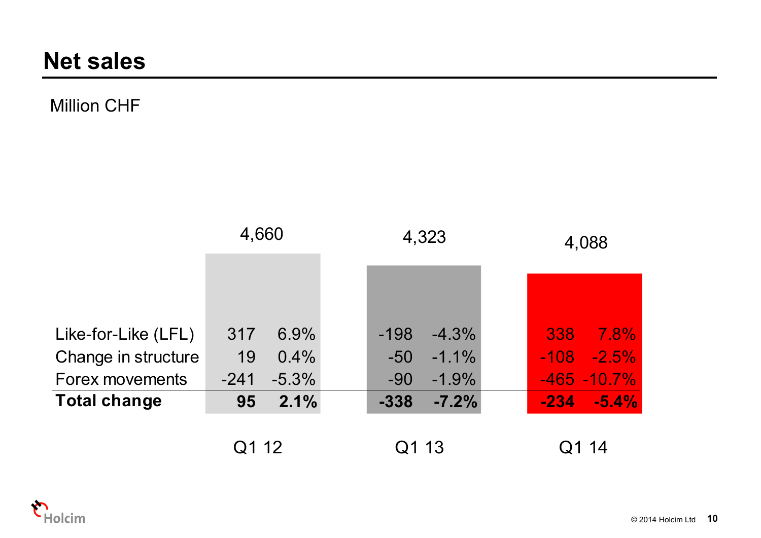# Net sales

Million CHF

| | Q1 12 | | Q1 13 | | Q1 14 | |
|---|---|---|---|---|---|---|
| Net sales | 4,660 | | 4,323 | | 4,088 | |
| Like-for-Like (LFL) | 317 | 6.9% | -198 | -4.3% | 338 | 7.8% |
| Change in structure | 19 | 0.4% | -50 | -1.1% | -108 | -2.5% |
| Forex movements | -241 | -5.3% | -90 | -1.9% | -465 | -10.7% |
| **Total change** | **95** | **2.1%** | **-338** | **-7.2%** | **-234** | **-5.4%** |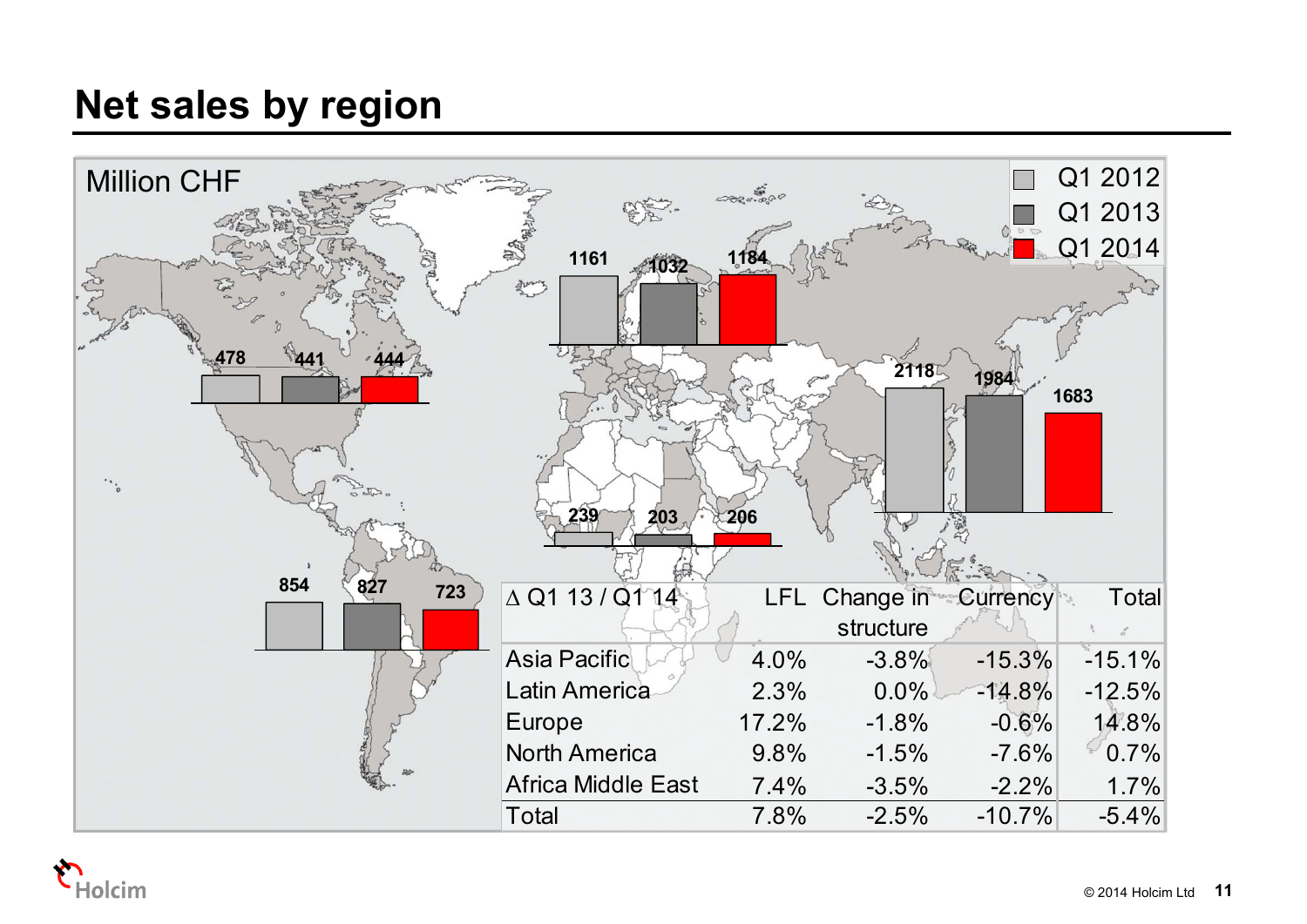# Net sales by region

Million CHF

| Region | Q1 2012 | Q1 2013 | Q1 2014 |
|---|---|---|---|
| North America | 478 | 441 | 444 |
| Europe | 1161 | 1032 | 1184 |
| Asia Pacific | 2118 | 1984 | 1683 |
| Africa Middle East | 239 | 203 | 206 |
| Latin America | 854 | 827 | 723 |

| ∆ Q1 13 / Q1 14 | LFL | Change in structure | Currency | Total |
|---|---|---|---|---|
| Asia Pacific | 4.0% | -3.8% | -15.3% | -15.1% |
| Latin America | 2.3% | 0.0% | -14.8% | -12.5% |
| Europe | 17.2% | -1.8% | -0.6% | 14.8% |
| North America | 9.8% | -1.5% | -7.6% | 0.7% |
| Africa Middle East | 7.4% | -3.5% | -2.2% | 1.7% |
| Total | 7.8% | -2.5% | -10.7% | -5.4% |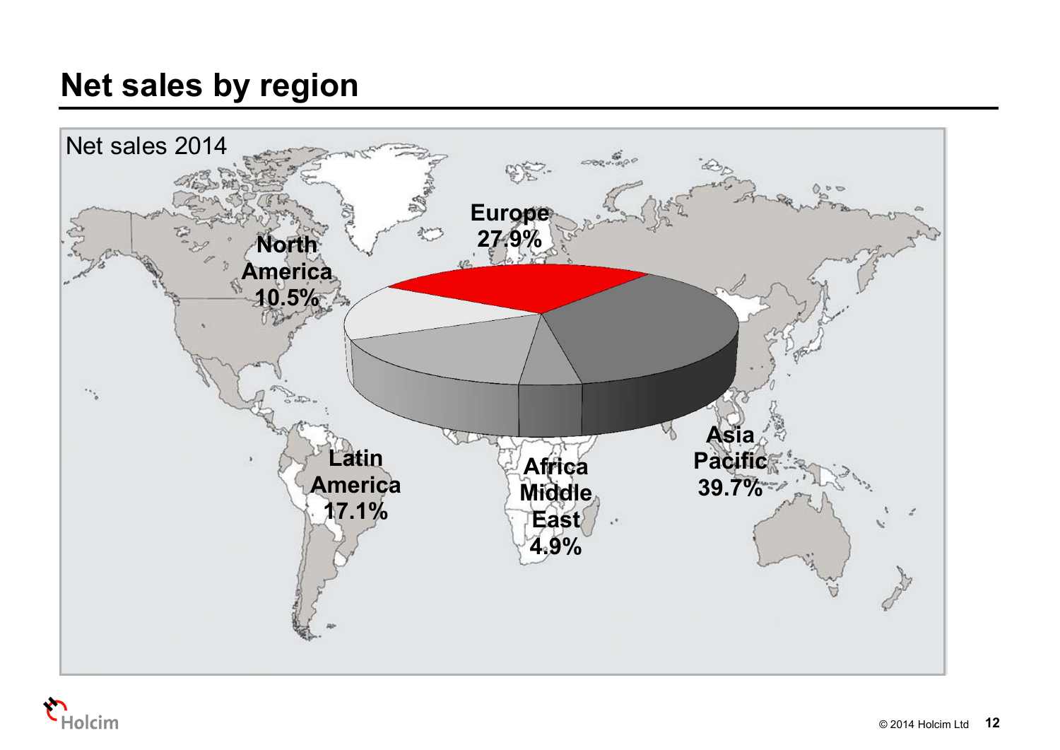# Net sales by region

Net sales 2014

Europe 27.9%

North America 10.5%

Latin America 17.1%

Africa Middle East 4.9%

Asia Pacific 39.7%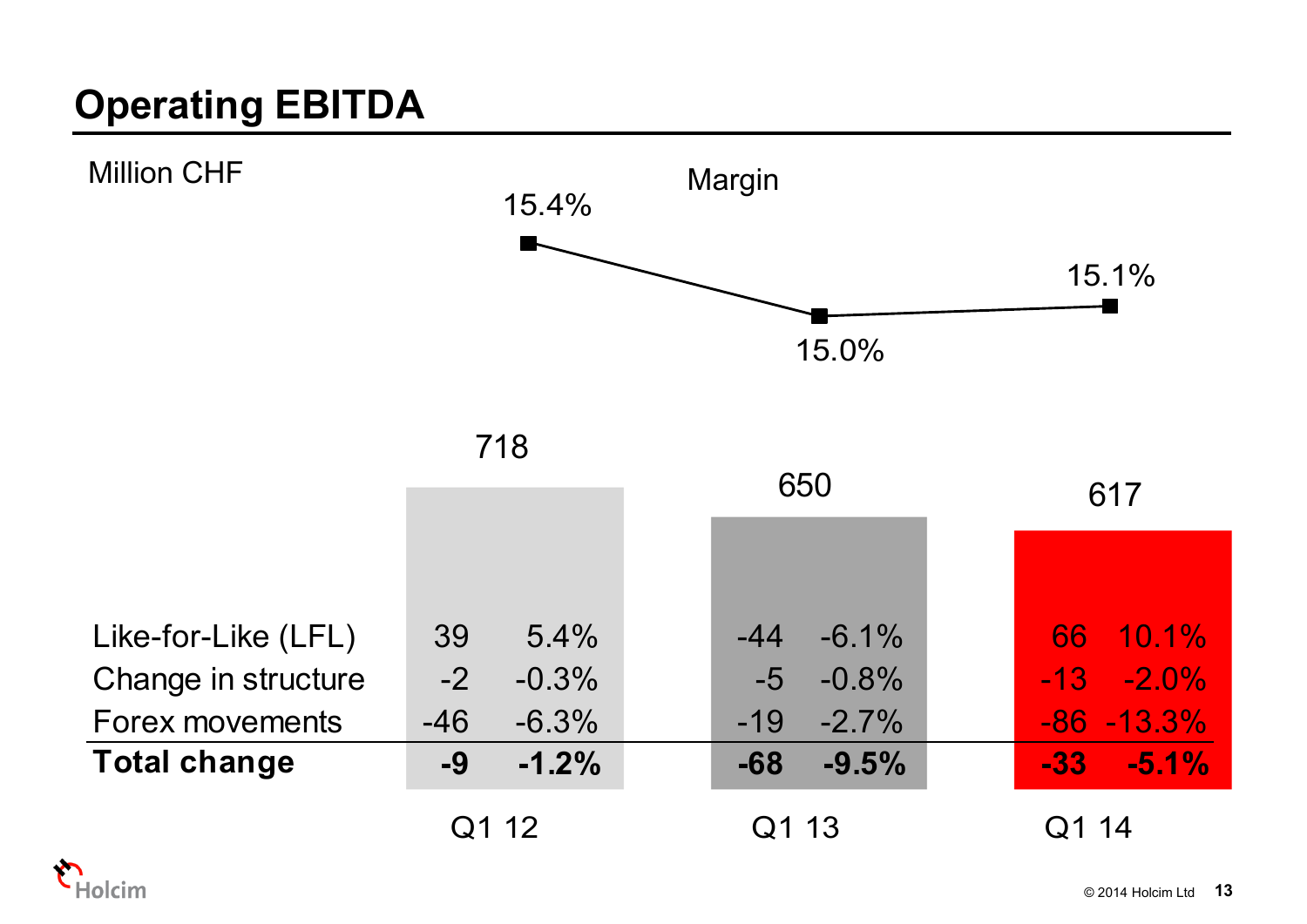# Operating EBITDA

Million CHF

Margin

| | Q1 12 | | Q1 13 | | Q1 14 | |
|---|---|---|---|---|---|---|
| Operating EBITDA | 718 | | 650 | | 617 | |
| Margin | 15.4% | | 15.0% | | 15.1% | |
| Like-for-Like (LFL) | 39 | 5.4% | -44 | -6.1% | 66 | 10.1% |
| Change in structure | -2 | -0.3% | -5 | -0.8% | -13 | -2.0% |
| Forex movements | -46 | -6.3% | -19 | -2.7% | -86 | -13.3% |
| **Total change** | **-9** | **-1.2%** | **-68** | **-9.5%** | **-33** | **-5.1%** |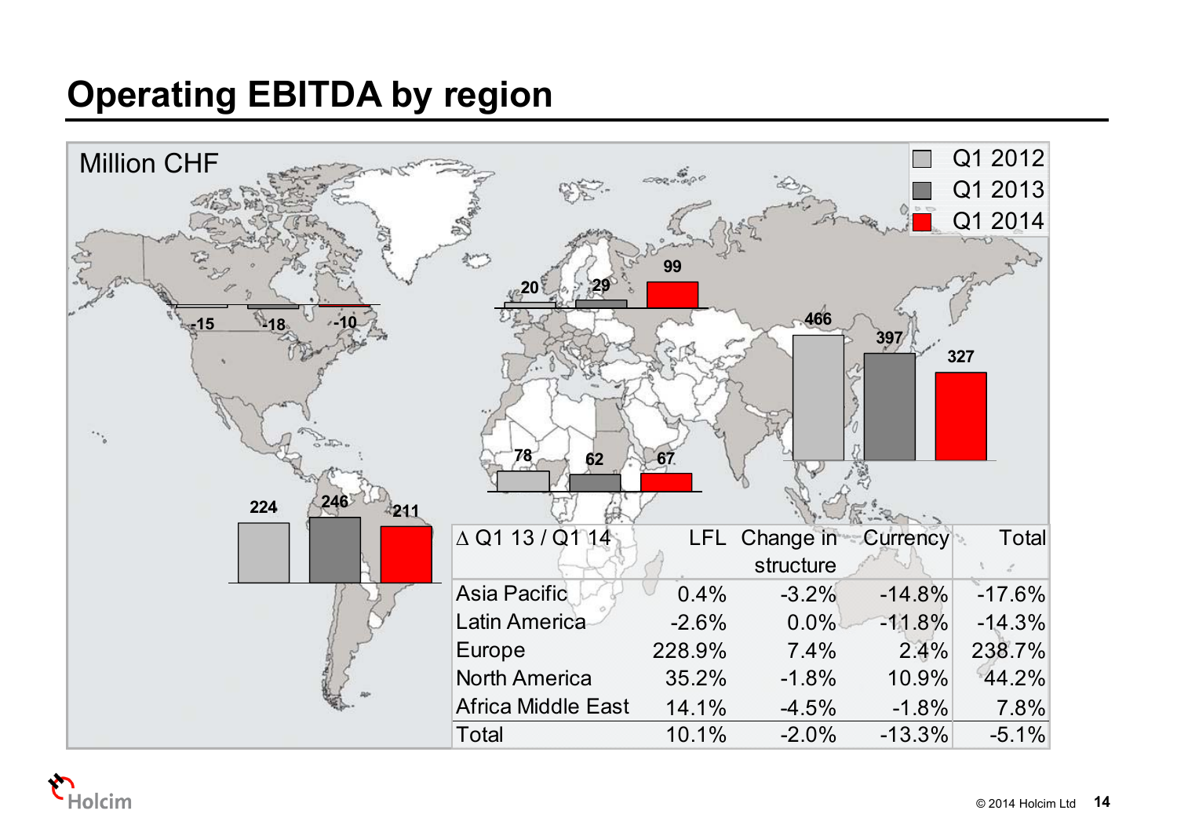# Operating EBITDA by region

Million CHF

| Region | Q1 2012 | Q1 2013 | Q1 2014 |
|---|---|---|---|
| North America | -15 | -18 | -10 |
| Latin America | 224 | 246 | 211 |
| Europe | 20 | 29 | 99 |
| Africa Middle East | 78 | 62 | 67 |
| Asia Pacific | 466 | 397 | 327 |

| Δ Q1 13 / Q1 14 | LFL | Change in structure | Currency | Total |
|---|---|---|---|---|
| Asia Pacific | 0.4% | -3.2% | -14.8% | -17.6% |
| Latin America | -2.6% | 0.0% | -11.8% | -14.3% |
| Europe | 228.9% | 7.4% | 2.4% | 238.7% |
| North America | 35.2% | -1.8% | 10.9% | 44.2% |
| Africa Middle East | 14.1% | -4.5% | -1.8% | 7.8% |
| Total | 10.1% | -2.0% | -13.3% | -5.1% |

Holcim

© 2014 Holcim Ltd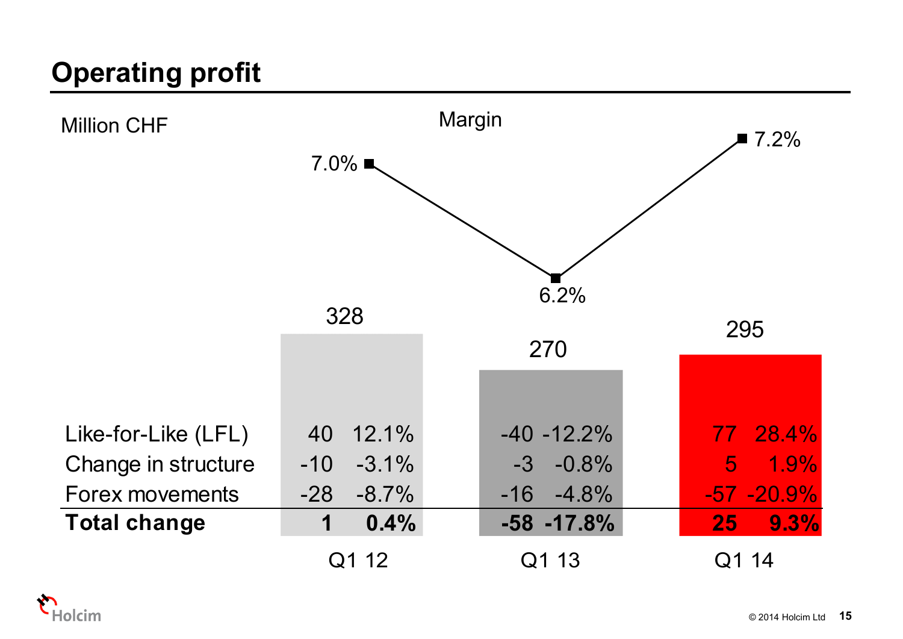# Operating profit

Million CHF

| | Q1 12 | Q1 13 | Q1 14 |
|---|---|---|---|
| Operating profit | 328 | 270 | 295 |
| Margin | 7.0% | 6.2% | 7.2% |

| | Q1 12 | | Q1 13 | | Q1 14 | |
|---|---|---|---|---|---|---|
| Like-for-Like (LFL) | 40 | 12.1% | -40 | -12.2% | 77 | 28.4% |
| Change in structure | -10 | -3.1% | -3 | -0.8% | 5 | 1.9% |
| Forex movements | -28 | -8.7% | -16 | -4.8% | -57 | -20.9% |
| **Total change** | **1** | **0.4%** | **-58** | **-17.8%** | **25** | **9.3%** |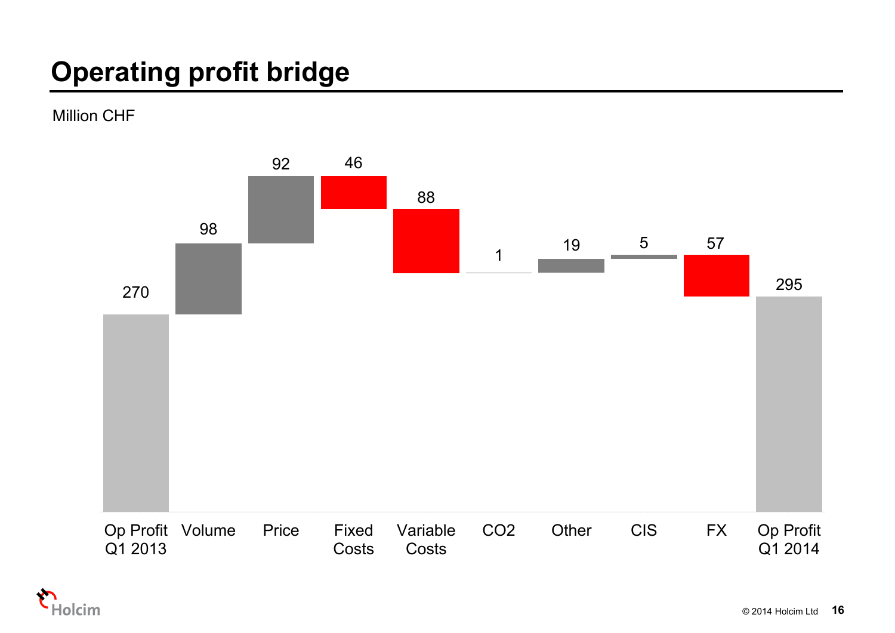# Operating profit bridge

Million CHF

| | Op Profit Q1 2013 | Volume | Price | Fixed Costs | Variable Costs | $CO_2$ | Other | CIS | FX | Op Profit Q1 2014 |
|---|---|---|---|---|---|---|---|---|---|---|
| Value | 270 | 98 | 92 | 46 | 88 | 1 | 19 | 5 | 57 | 295 |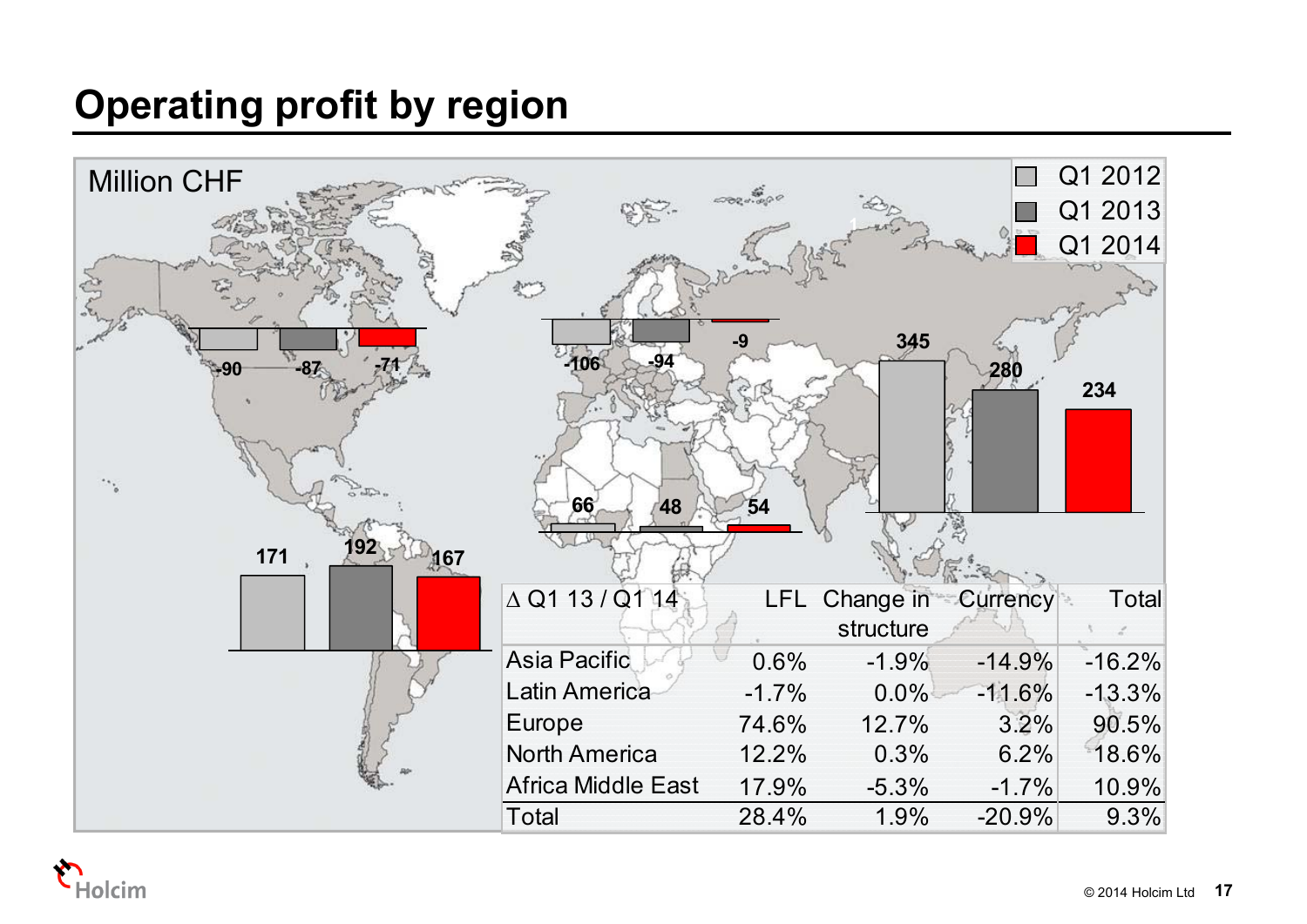# Operating profit by region

Million CHF

| Region | Q1 2012 | Q1 2013 | Q1 2014 |
|---|---|---|---|
| North America | -90 | -87 | -71 |
| Europe | -106 | -94 | -9 |
| Africa Middle East | 66 | 48 | 54 |
| Asia Pacific | 345 | 280 | 234 |
| Latin America | 171 | 192 | 167 |

| ∆ Q1 13 / Q1 14 | LFL | Change in structure | Currency | Total |
|---|---|---|---|---|
| Asia Pacific | 0.6% | -1.9% | -14.9% | -16.2% |
| Latin America | -1.7% | 0.0% | -11.6% | -13.3% |
| Europe | 74.6% | 12.7% | 3.2% | 90.5% |
| North America | 12.2% | 0.3% | 6.2% | 18.6% |
| Africa Middle East | 17.9% | -5.3% | -1.7% | 10.9% |
| Total | 28.4% | 1.9% | -20.9% | 9.3% |

© 2014 Holcim Ltd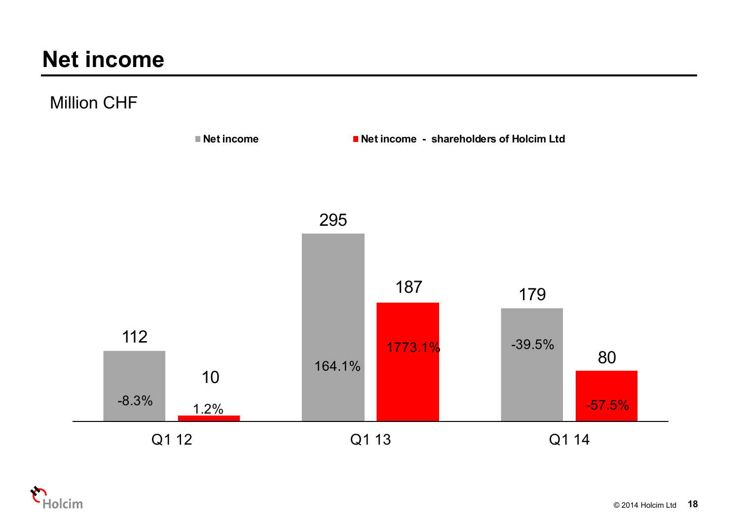# Net income

Million CHF

| | Net income | Net income - shareholders of Holcim Ltd |
|---|---|---|
| Q1 12 | 112 (-8.3%) | 10 (1.2%) |
| Q1 13 | 295 (164.1%) | 187 (1773.1%) |
| Q1 14 | 179 (-39.5%) | 80 (-57.5%) |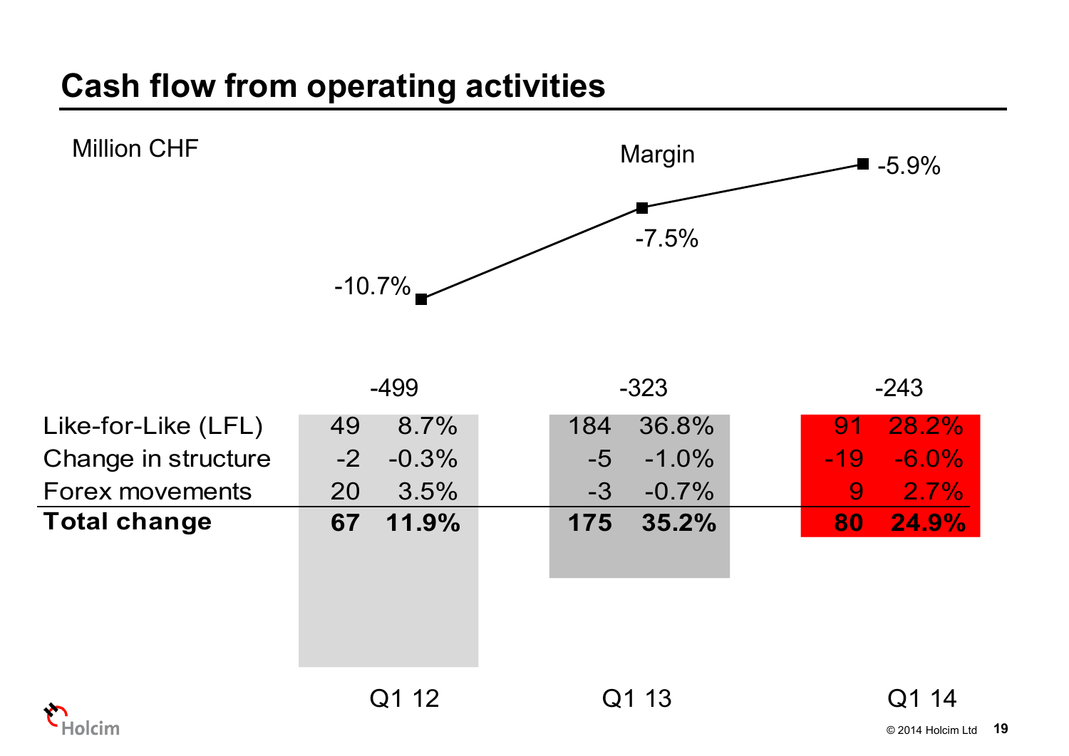# Cash flow from operating activities

Million CHF

Margin

| | Q1 12 | | Q1 13 | | Q1 14 | |
|---|---|---|---|---|---|---|
| Margin | -10.7% | | -7.5% | | -5.9% | |
| Cash flow from operating activities | -499 | | -323 | | -243 | |
| Like-for-Like (LFL) | 49 | 8.7% | 184 | 36.8% | 91 | 28.2% |
| Change in structure | -2 | -0.3% | -5 | -1.0% | -19 | -6.0% |
| Forex movements | 20 | 3.5% | -3 | -0.7% | 9 | 2.7% |
| **Total change** | **67** | **11.9%** | **175** | **35.2%** | **80** | **24.9%** |

© 2014 Holcim Ltd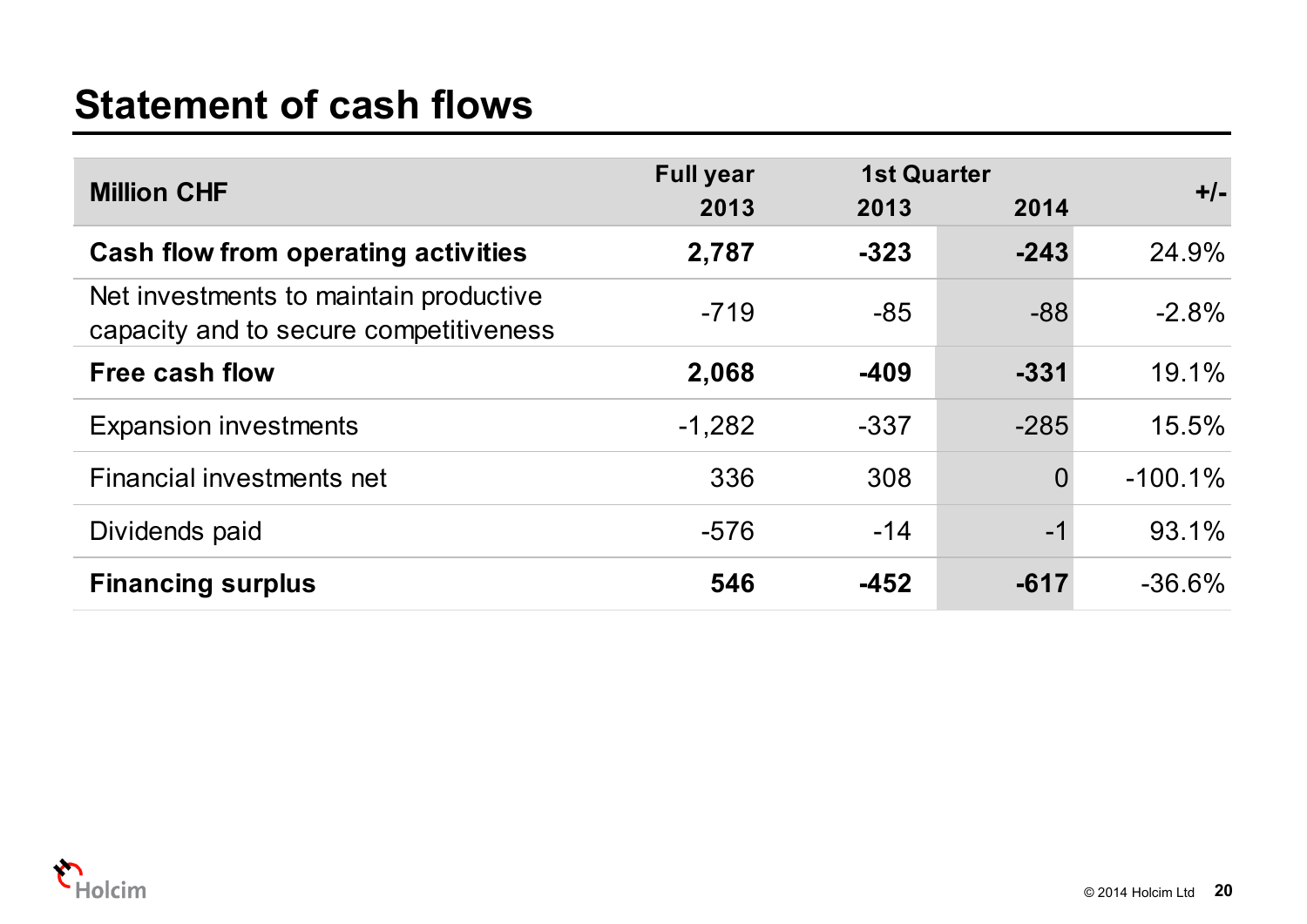# Statement of cash flows

| Million CHF | Full year 2013 | 1st Quarter 2013 | 1st Quarter 2014 | +/- |
|---|---|---|---|---|
| **Cash flow from operating activities** | **2,787** | **-323** | **-243** | 24.9% |
| Net investments to maintain productive capacity and to secure competitiveness | -719 | -85 | -88 | -2.8% |
| **Free cash flow** | **2,068** | **-409** | **-331** | 19.1% |
| Expansion investments | -1,282 | -337 | -285 | 15.5% |
| Financial investments net | 336 | 308 | 0 | -100.1% |
| Dividends paid | -576 | -14 | -1 | 93.1% |
| **Financing surplus** | **546** | **-452** | **-617** | -36.6% |

© 2014 Holcim Ltd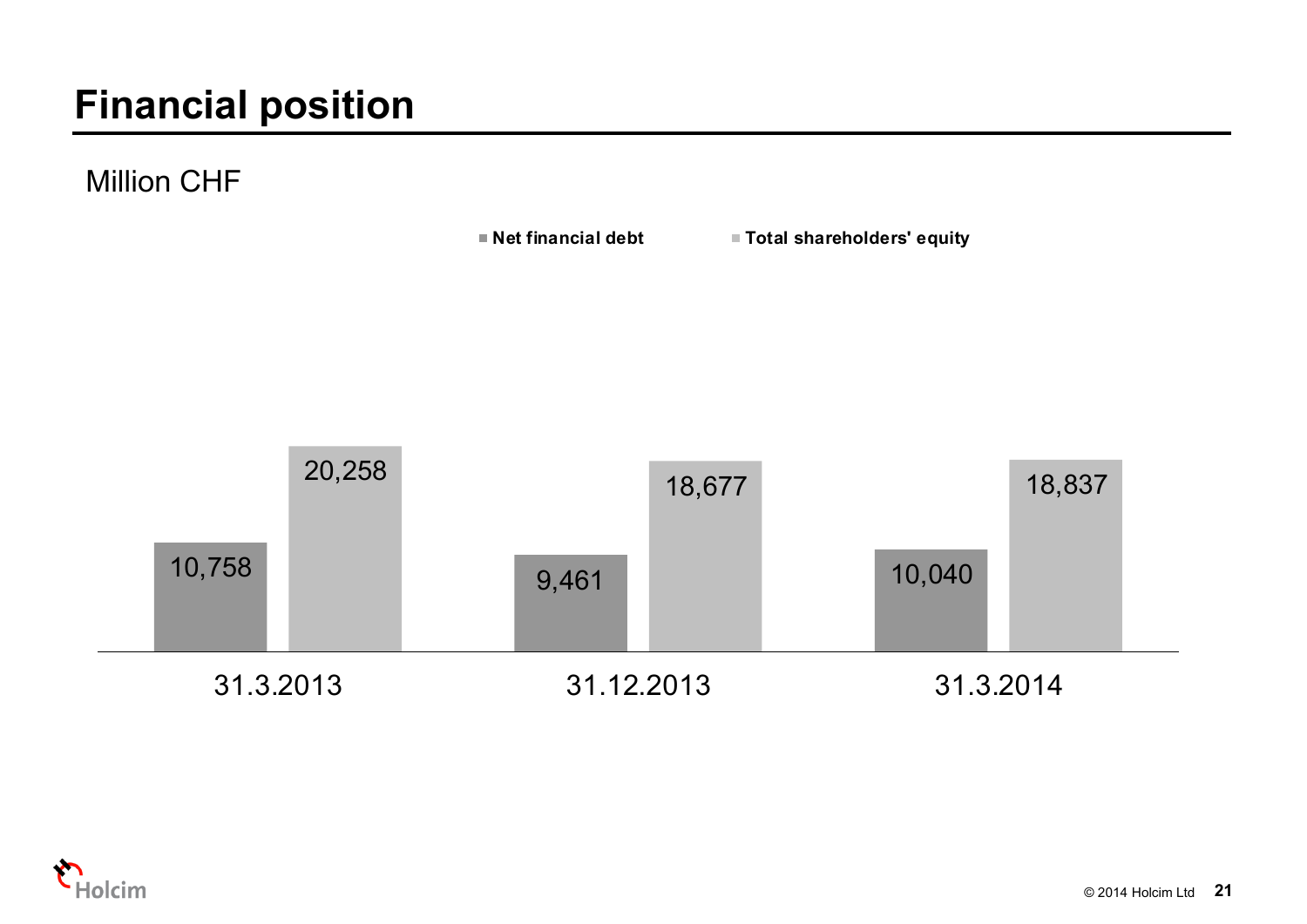# Financial position

Million CHF

| | Net financial debt | Total shareholders' equity |
|---|---|---|
| 31.3.2013 | 10,758 | 20,258 |
| 31.12.2013 | 9,461 | 18,677 |
| 31.3.2014 | 10,040 | 18,837 |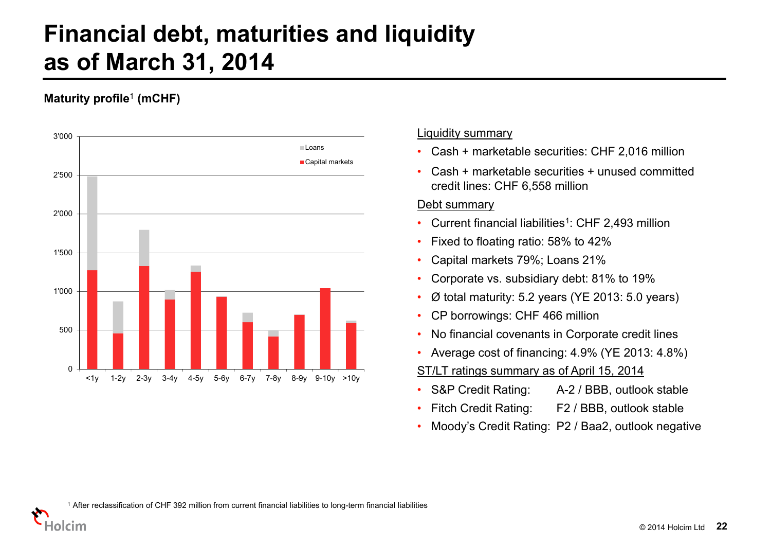# Financial debt, maturities and liquidity as of March 31, 2014

**Maturity profile**[1] **(mCHF)**

Liquidity summary

- Cash + marketable securities: CHF 2,016 million
- Cash + marketable securities + unused committed credit lines: CHF 6,558 million

Debt summary

- Current financial liabilities[1]: CHF 2,493 million
- Fixed to floating ratio: 58% to 42%
- Capital markets 79%; Loans 21%
- Corporate vs. subsidiary debt: 81% to 19%
- Ø total maturity: 5.2 years (YE 2013: 5.0 years)
- CP borrowings: CHF 466 million
- No financial covenants in Corporate credit lines
- Average cost of financing: 4.9% (YE 2013: 4.8%)

ST/LT ratings summary as of April 15, 2014

- S&P Credit Rating: A-2 / BBB, outlook stable
- Fitch Credit Rating: F2 / BBB, outlook stable
- Moody's Credit Rating: P2 / Baa2, outlook negative

[1] After reclassification of CHF 392 million from current financial liabilities to long-term financial liabilities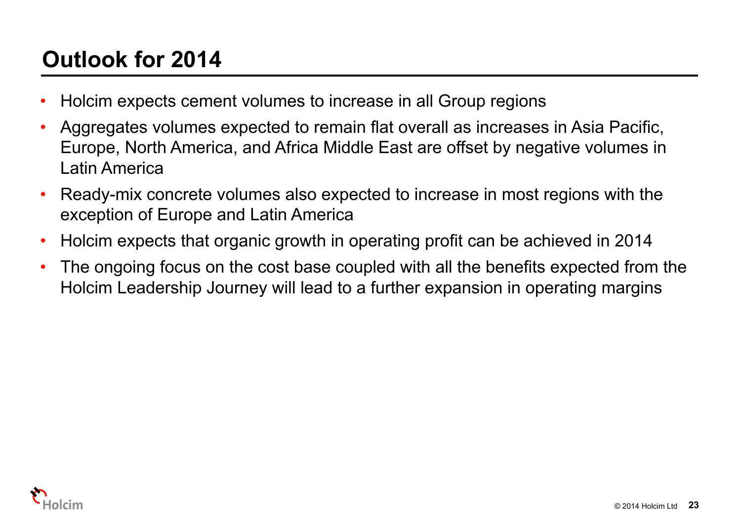# Outlook for 2014

- Holcim expects cement volumes to increase in all Group regions
- Aggregates volumes expected to remain flat overall as increases in Asia Pacific, Europe, North America, and Africa Middle East are offset by negative volumes in Latin America
- Ready-mix concrete volumes also expected to increase in most regions with the exception of Europe and Latin America
- Holcim expects that organic growth in operating profit can be achieved in 2014
- The ongoing focus on the cost base coupled with all the benefits expected from the Holcim Leadership Journey will lead to a further expansion in operating margins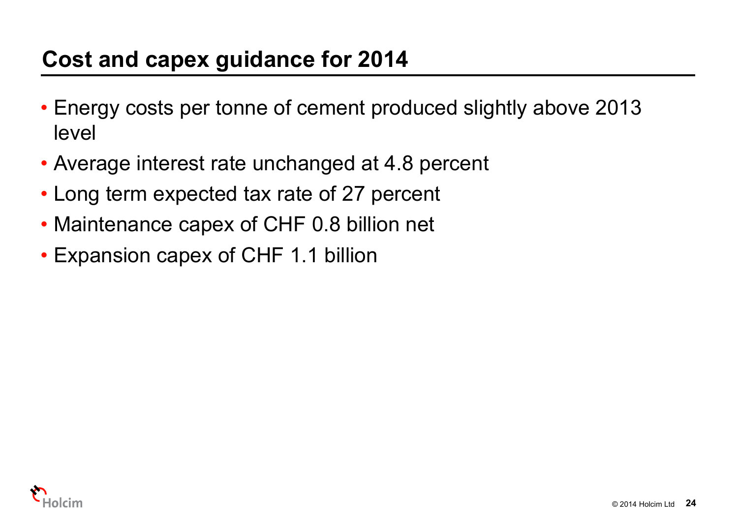# Cost and capex guidance for 2014

- Energy costs per tonne of cement produced slightly above 2013 level
- Average interest rate unchanged at 4.8 percent
- Long term expected tax rate of 27 percent
- Maintenance capex of CHF 0.8 billion net
- Expansion capex of CHF 1.1 billion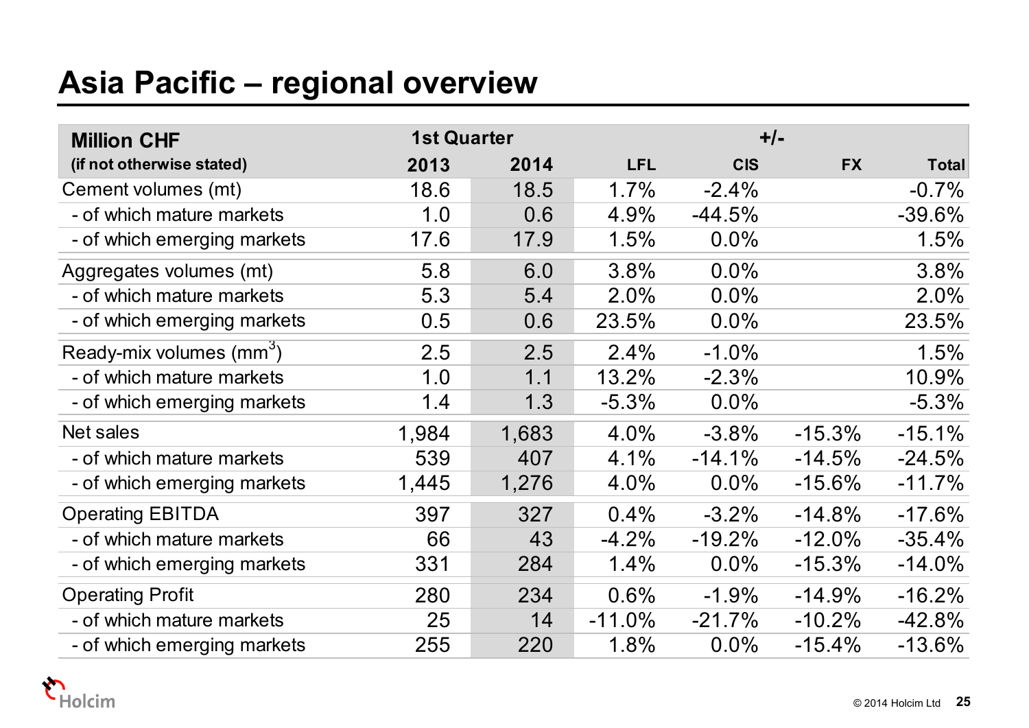# Asia Pacific – regional overview

| Million CHF (if not otherwise stated) | 1st Quarter 2013 | 2014 | +/- LFL | CIS | FX | Total |
|---|---|---|---|---|---|---|
| Cement volumes (mt) | 18.6 | 18.5 | 1.7% | -2.4% | | -0.7% |
| - of which mature markets | 1.0 | 0.6 | 4.9% | -44.5% | | -39.6% |
| - of which emerging markets | 17.6 | 17.9 | 1.5% | 0.0% | | 1.5% |
| Aggregates volumes (mt) | 5.8 | 6.0 | 3.8% | 0.0% | | 3.8% |
| - of which mature markets | 5.3 | 5.4 | 2.0% | 0.0% | | 2.0% |
| - of which emerging markets | 0.5 | 0.6 | 23.5% | 0.0% | | 23.5% |
| Ready-mix volumes ($mm^3$) | 2.5 | 2.5 | 2.4% | -1.0% | | 1.5% |
| - of which mature markets | 1.0 | 1.1 | 13.2% | -2.3% | | 10.9% |
| - of which emerging markets | 1.4 | 1.3 | -5.3% | 0.0% | | -5.3% |
| Net sales | 1,984 | 1,683 | 4.0% | -3.8% | -15.3% | -15.1% |
| - of which mature markets | 539 | 407 | 4.1% | -14.1% | -14.5% | -24.5% |
| - of which emerging markets | 1,445 | 1,276 | 4.0% | 0.0% | -15.6% | -11.7% |
| Operating EBITDA | 397 | 327 | 0.4% | -3.2% | -14.8% | -17.6% |
| - of which mature markets | 66 | 43 | -4.2% | -19.2% | -12.0% | -35.4% |
| - of which emerging markets | 331 | 284 | 1.4% | 0.0% | -15.3% | -14.0% |
| Operating Profit | 280 | 234 | 0.6% | -1.9% | -14.9% | -16.2% |
| - of which mature markets | 25 | 14 | -11.0% | -21.7% | -10.2% | -42.8% |
| - of which emerging markets | 255 | 220 | 1.8% | 0.0% | -15.4% | -13.6% |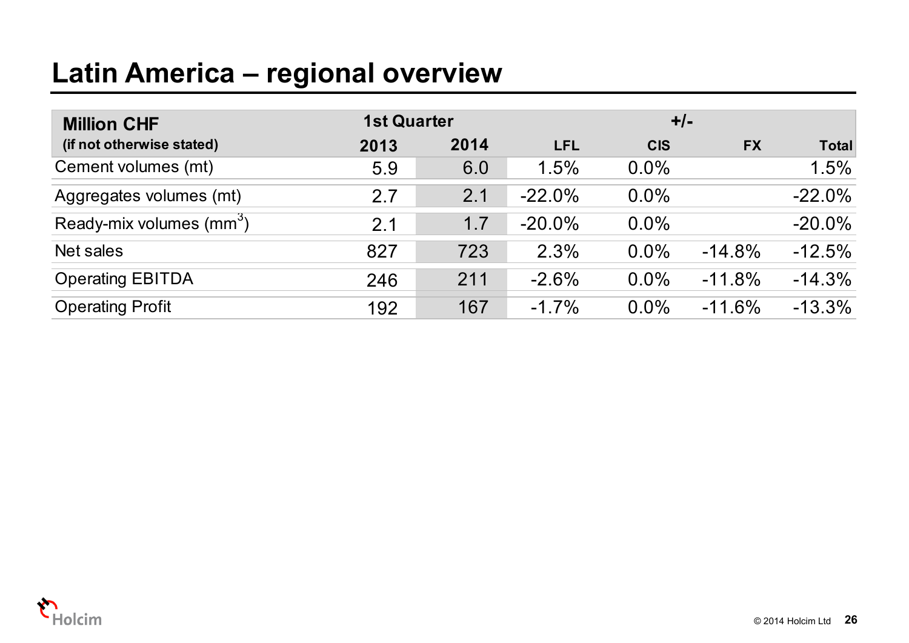# Latin America – regional overview

| Million CHF (if not otherwise stated) | 1st Quarter 2013 | 2014 | +/- LFL | CIS | FX | Total |
|---|---|---|---|---|---|---|
| Cement volumes (mt) | 5.9 | 6.0 | 1.5% | 0.0% | | 1.5% |
| Aggregates volumes (mt) | 2.7 | 2.1 | -22.0% | 0.0% | | -22.0% |
| Ready-mix volumes ($mm^3$) | 2.1 | 1.7 | -20.0% | 0.0% | | -20.0% |
| Net sales | 827 | 723 | 2.3% | 0.0% | -14.8% | -12.5% |
| Operating EBITDA | 246 | 211 | -2.6% | 0.0% | -11.8% | -14.3% |
| Operating Profit | 192 | 167 | -1.7% | 0.0% | -11.6% | -13.3% |

© 2014 Holcim Ltd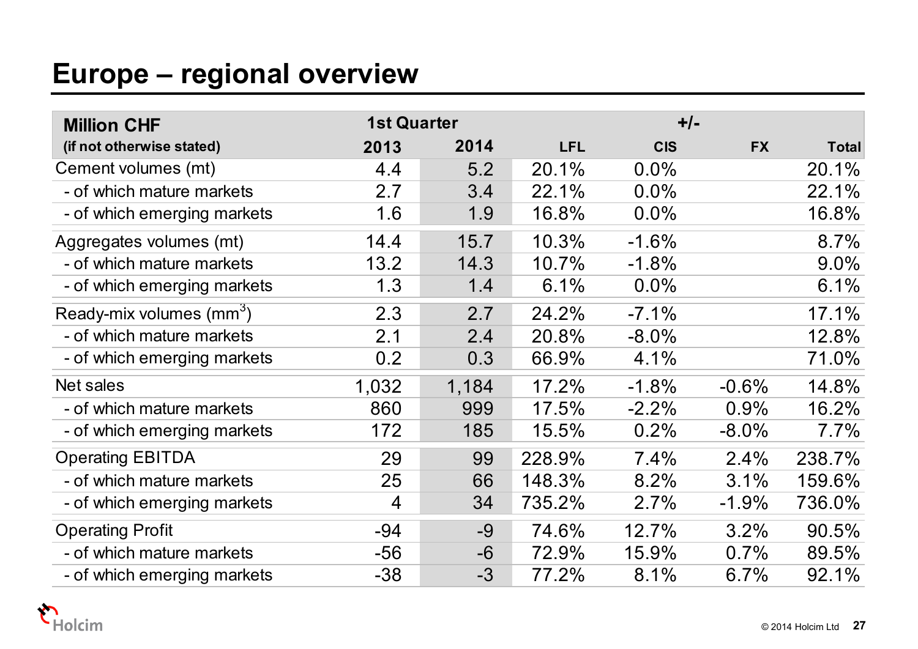# Europe – regional overview

| Million CHF (if not otherwise stated) | 1st Quarter 2013 | 2014 | +/- LFL | CIS | FX | Total |
|---|---|---|---|---|---|---|
| Cement volumes (mt) | 4.4 | 5.2 | 20.1% | 0.0% | | 20.1% |
| - of which mature markets | 2.7 | 3.4 | 22.1% | 0.0% | | 22.1% |
| - of which emerging markets | 1.6 | 1.9 | 16.8% | 0.0% | | 16.8% |
| Aggregates volumes (mt) | 14.4 | 15.7 | 10.3% | -1.6% | | 8.7% |
| - of which mature markets | 13.2 | 14.3 | 10.7% | -1.8% | | 9.0% |
| - of which emerging markets | 1.3 | 1.4 | 6.1% | 0.0% | | 6.1% |
| Ready-mix volumes ($mm^3$) | 2.3 | 2.7 | 24.2% | -7.1% | | 17.1% |
| - of which mature markets | 2.1 | 2.4 | 20.8% | -8.0% | | 12.8% |
| - of which emerging markets | 0.2 | 0.3 | 66.9% | 4.1% | | 71.0% |
| Net sales | 1,032 | 1,184 | 17.2% | -1.8% | -0.6% | 14.8% |
| - of which mature markets | 860 | 999 | 17.5% | -2.2% | 0.9% | 16.2% |
| - of which emerging markets | 172 | 185 | 15.5% | 0.2% | -8.0% | 7.7% |
| Operating EBITDA | 29 | 99 | 228.9% | 7.4% | 2.4% | 238.7% |
| - of which mature markets | 25 | 66 | 148.3% | 8.2% | 3.1% | 159.6% |
| - of which emerging markets | 4 | 34 | 735.2% | 2.7% | -1.9% | 736.0% |
| Operating Profit | -94 | -9 | 74.6% | 12.7% | 3.2% | 90.5% |
| - of which mature markets | -56 | -6 | 72.9% | 15.9% | 0.7% | 89.5% |
| - of which emerging markets | -38 | -3 | 77.2% | 8.1% | 6.7% | 92.1% |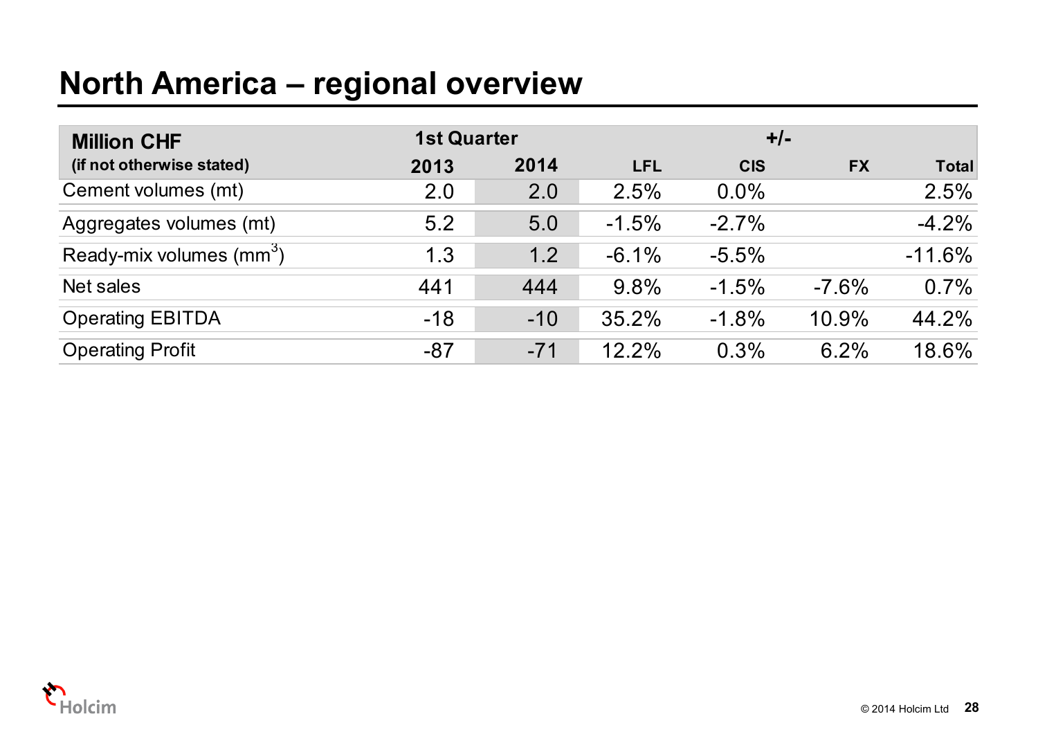# North America – regional overview

| Million CHF (if not otherwise stated) | 1st Quarter 2013 | 2014 | +/- LFL | CIS | FX | Total |
|---|---|---|---|---|---|---|
| Cement volumes (mt) | 2.0 | 2.0 | 2.5% | 0.0% | | 2.5% |
| Aggregates volumes (mt) | 5.2 | 5.0 | -1.5% | -2.7% | | -4.2% |
| Ready-mix volumes (mm$^3$) | 1.3 | 1.2 | -6.1% | -5.5% | | -11.6% |
| Net sales | 441 | 444 | 9.8% | -1.5% | -7.6% | 0.7% |
| Operating EBITDA | -18 | -10 | 35.2% | -1.8% | 10.9% | 44.2% |
| Operating Profit | -87 | -71 | 12.2% | 0.3% | 6.2% | 18.6% |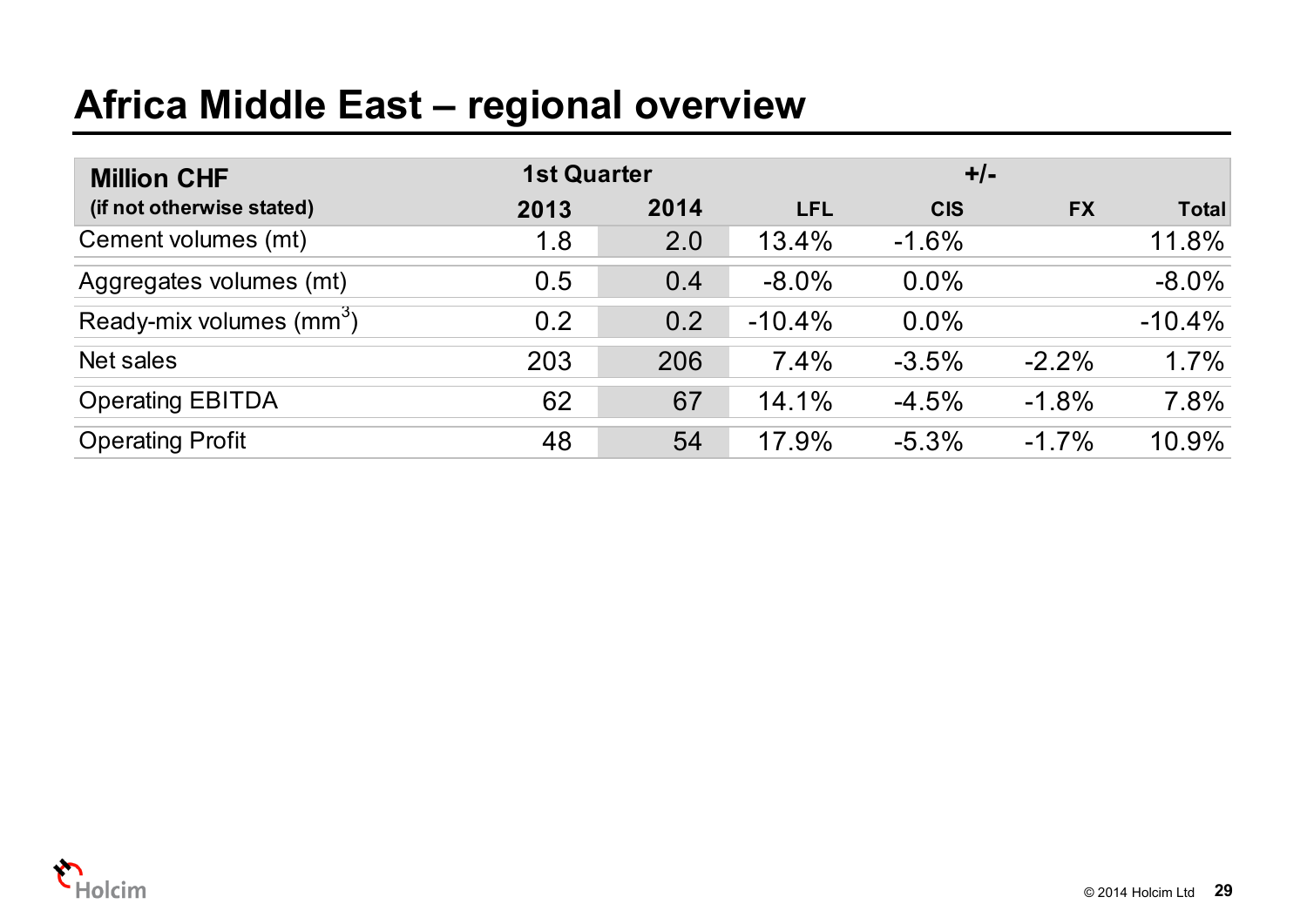# Africa Middle East – regional overview

| Million CHF (if not otherwise stated) | 1st Quarter 2013 | 2014 | +/- LFL | CIS | FX | Total |
|---|---|---|---|---|---|---|
| Cement volumes (mt) | 1.8 | 2.0 | 13.4% | -1.6% | | 11.8% |
| Aggregates volumes (mt) | 0.5 | 0.4 | -8.0% | 0.0% | | -8.0% |
| Ready-mix volumes ($mm^3$) | 0.2 | 0.2 | -10.4% | 0.0% | | -10.4% |
| Net sales | 203 | 206 | 7.4% | -3.5% | -2.2% | 1.7% |
| Operating EBITDA | 62 | 67 | 14.1% | -4.5% | -1.8% | 7.8% |
| Operating Profit | 48 | 54 | 17.9% | -5.3% | -1.7% | 10.9% |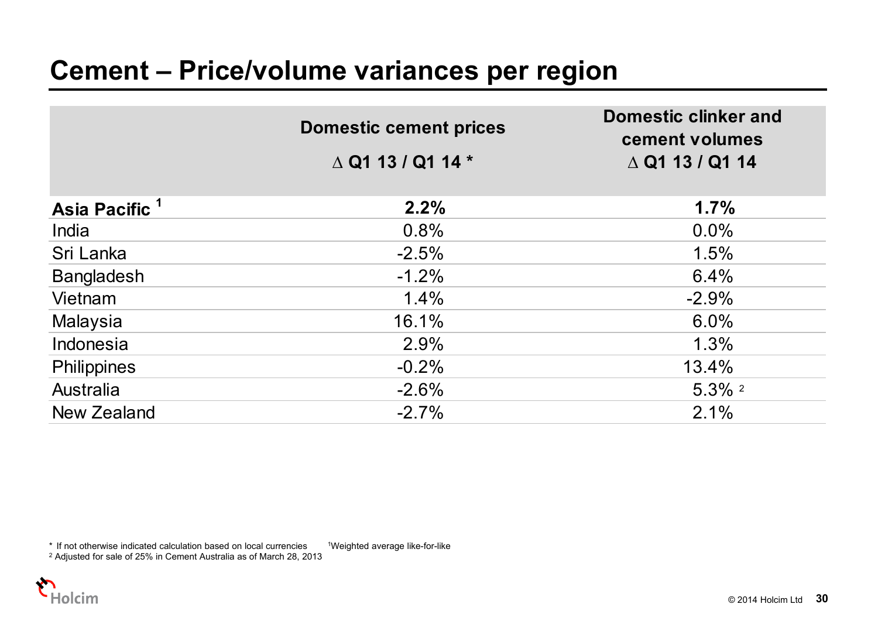# Cement – Price/volume variances per region

| | Domestic cement prices<br>∆ Q1 13 / Q1 14 * | Domestic clinker and cement volumes<br>∆ Q1 13 / Q1 14 |
|---|---|---|
| **Asia Pacific [1]** | **2.2%** | **1.7%** |
| India | 0.8% | 0.0% |
| Sri Lanka | -2.5% | 1.5% |
| Bangladesh | -1.2% | 6.4% |
| Vietnam | 1.4% | -2.9% |
| Malaysia | 16.1% | 6.0% |
| Indonesia | 2.9% | 1.3% |
| Philippines | -0.2% | 13.4% |
| Australia | -2.6% | 5.3% [2] |
| New Zealand | -2.7% | 2.1% |

\* If not otherwise indicated calculation based on local currencies

[1] Weighted average like-for-like

[2] Adjusted for sale of 25% in Cement Australia as of March 28, 2013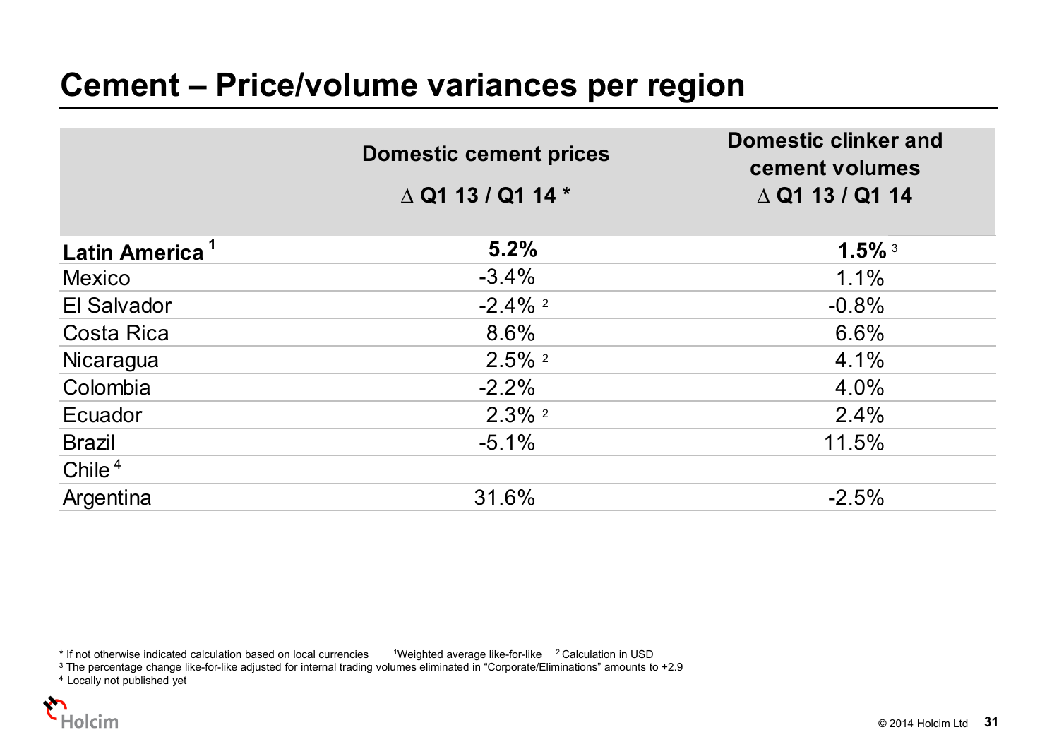# Cement – Price/volume variances per region

| | Domestic cement prices<br>∆ Q1 13 / Q1 14 * | Domestic clinker and cement volumes<br>∆ Q1 13 / Q1 14 |
|---|---|---|
| **Latin America** [1] | **5.2%** | **1.5%** [3] |
| Mexico | -3.4% | 1.1% |
| El Salvador | -2.4% [2] | -0.8% |
| Costa Rica | 8.6% | 6.6% |
| Nicaragua | 2.5% [2] | 4.1% |
| Colombia | -2.2% | 4.0% |
| Ecuador | 2.3% [2] | 2.4% |
| Brazil | -5.1% | 11.5% |
| Chile [4] | | |
| Argentina | 31.6% | -2.5% |

\* If not otherwise indicated calculation based on local currencies [1] Weighted average like-for-like [2] Calculation in USD

[3] The percentage change like-for-like adjusted for internal trading volumes eliminated in "Corporate/Eliminations" amounts to +2.9

[4] Locally not published yet

© 2014 Holcim Ltd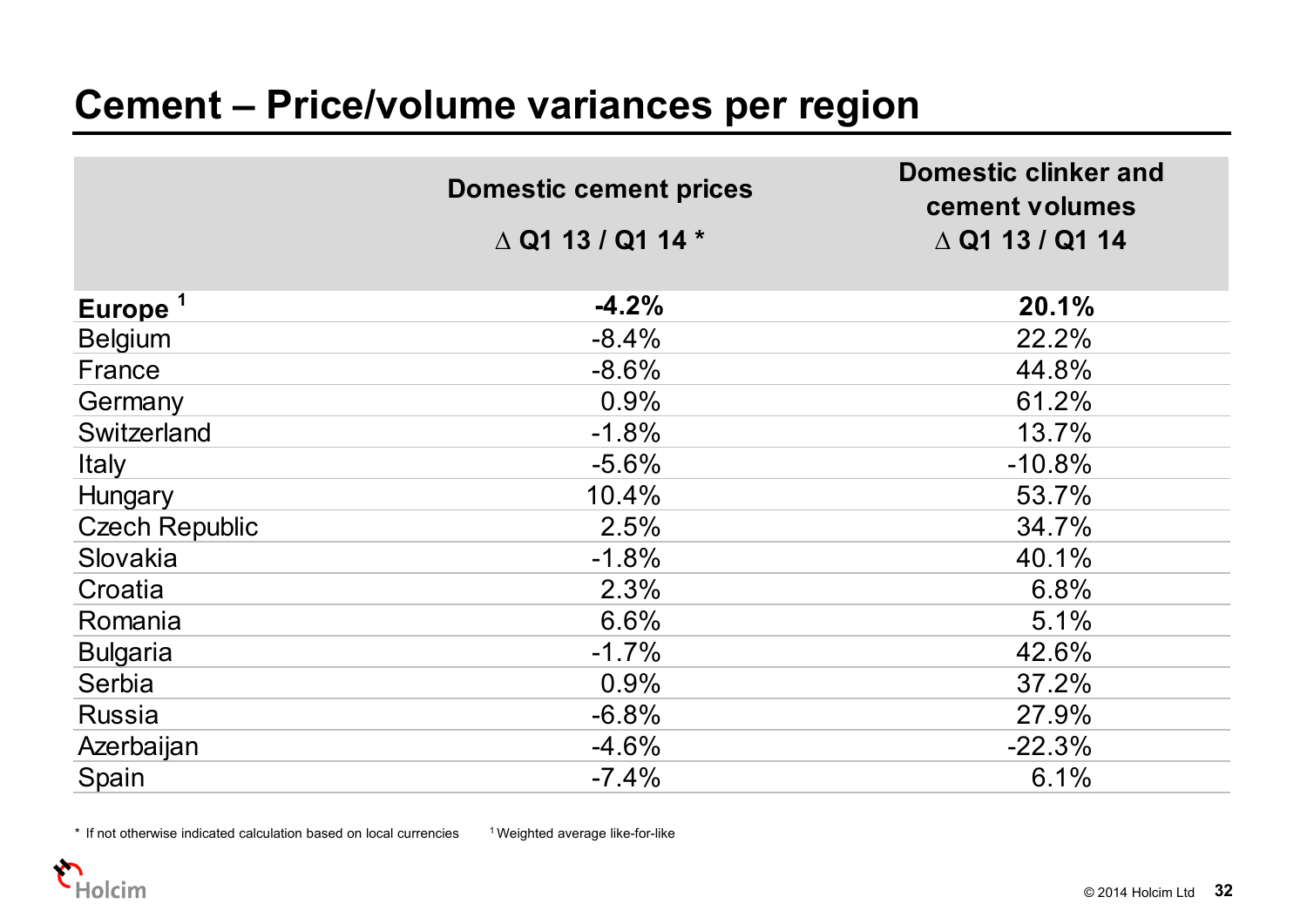# Cement – Price/volume variances per region

| | Domestic cement prices<br>∆ Q1 13 / Q1 14 * | Domestic clinker and cement volumes<br>∆ Q1 13 / Q1 14 |
|---|---|---|
| **Europe [1]** | **-4.2%** | **20.1%** |
| Belgium | -8.4% | 22.2% |
| France | -8.6% | 44.8% |
| Germany | 0.9% | 61.2% |
| Switzerland | -1.8% | 13.7% |
| Italy | -5.6% | -10.8% |
| Hungary | 10.4% | 53.7% |
| Czech Republic | 2.5% | 34.7% |
| Slovakia | -1.8% | 40.1% |
| Croatia | 2.3% | 6.8% |
| Romania | 6.6% | 5.1% |
| Bulgaria | -1.7% | 42.6% |
| Serbia | 0.9% | 37.2% |
| Russia | -6.8% | 27.9% |
| Azerbaijan | -4.6% | -22.3% |
| Spain | -7.4% | 6.1% |

* If not otherwise indicated calculation based on local currencies

[1] Weighted average like-for-like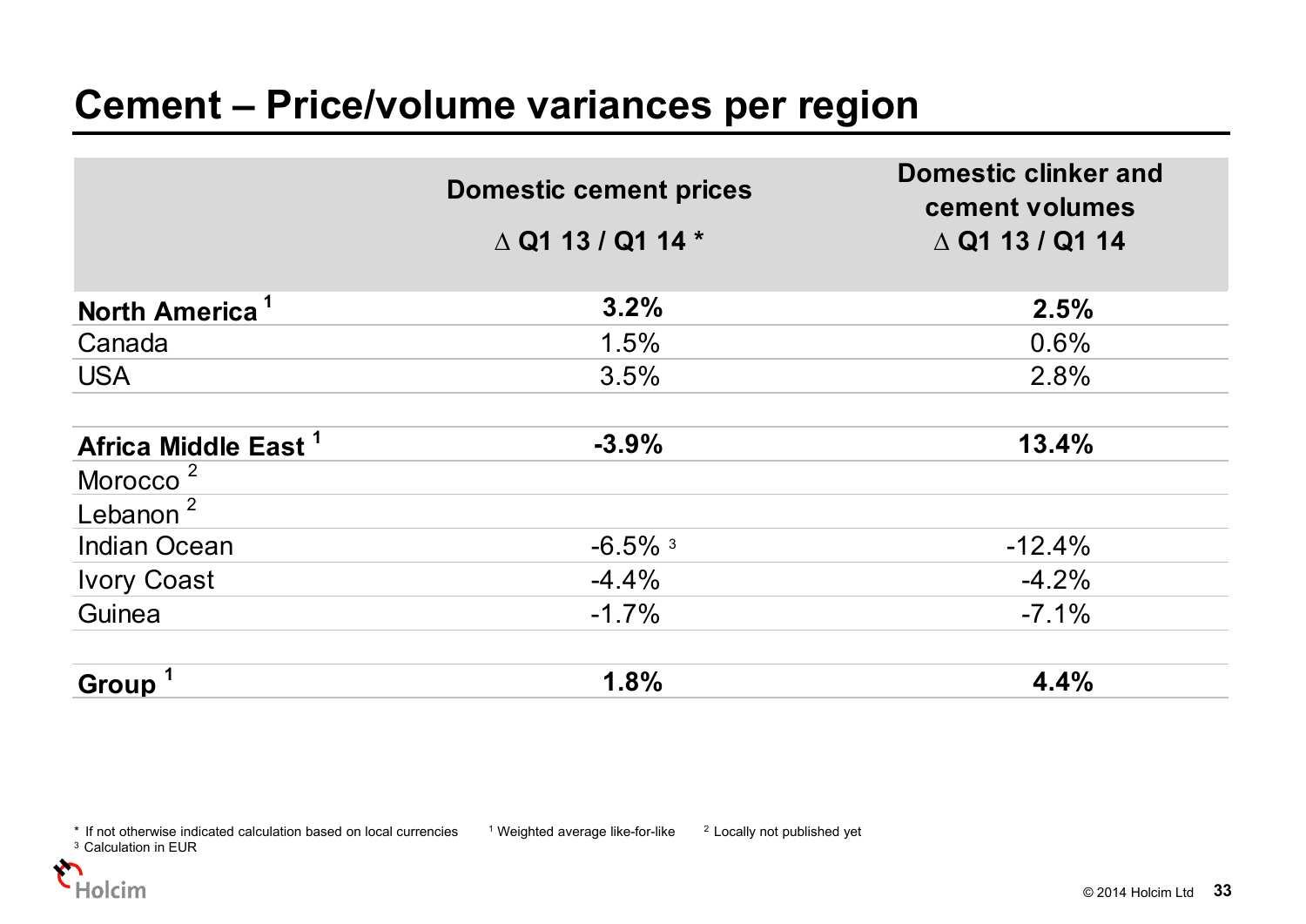# Cement – Price/volume variances per region

| | Domestic cement prices<br>∆ Q1 13 / Q1 14 * | Domestic clinker and cement volumes<br>∆ Q1 13 / Q1 14 |
|---|---|---|
| **North America** [1] | **3.2%** | **2.5%** |
| Canada | 1.5% | 0.6% |
| USA | 3.5% | 2.8% |
| | | |
| **Africa Middle East** [1] | **-3.9%** | **13.4%** |
| Morocco [2] | | |
| Lebanon [2] | | |
| Indian Ocean | -6.5% [3] | -12.4% |
| Ivory Coast | -4.4% | -4.2% |
| Guinea | -1.7% | -7.1% |
| | | |
| **Group** [1] | **1.8%** | **4.4%** |

* If not otherwise indicated calculation based on local currencies

[1] Weighted average like-for-like

[2] Locally not published yet

[3] Calculation in EUR

© 2014 Holcim Ltd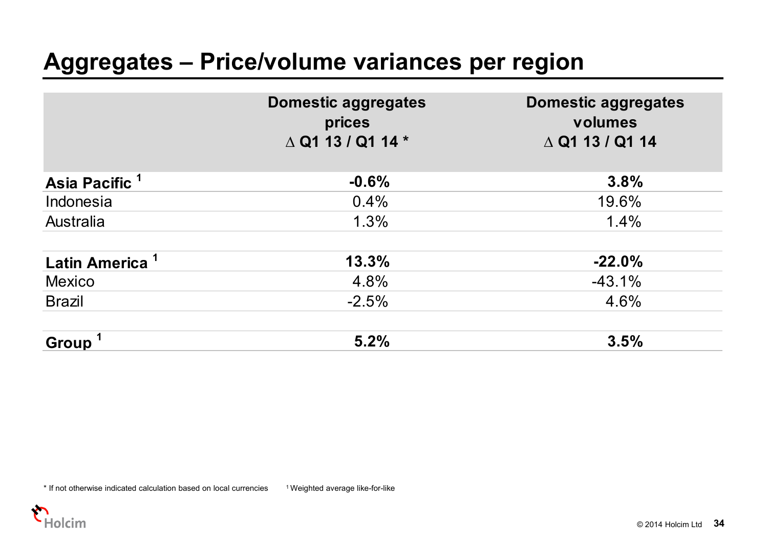# Aggregates – Price/volume variances per region

| | Domestic aggregates prices ∆ Q1 13 / Q1 14 * | Domestic aggregates volumes ∆ Q1 13 / Q1 14 |
|---|---|---|
| **Asia Pacific [1]** | **-0.6%** | **3.8%** |
| Indonesia | 0.4% | 19.6% |
| Australia | 1.3% | 1.4% |
| | | |
| **Latin America [1]** | **13.3%** | **-22.0%** |
| Mexico | 4.8% | -43.1% |
| Brazil | -2.5% | 4.6% |
| | | |
| **Group [1]** | **5.2%** | **3.5%** |

* If not otherwise indicated calculation based on local currencies

[1] Weighted average like-for-like

© 2014 Holcim Ltd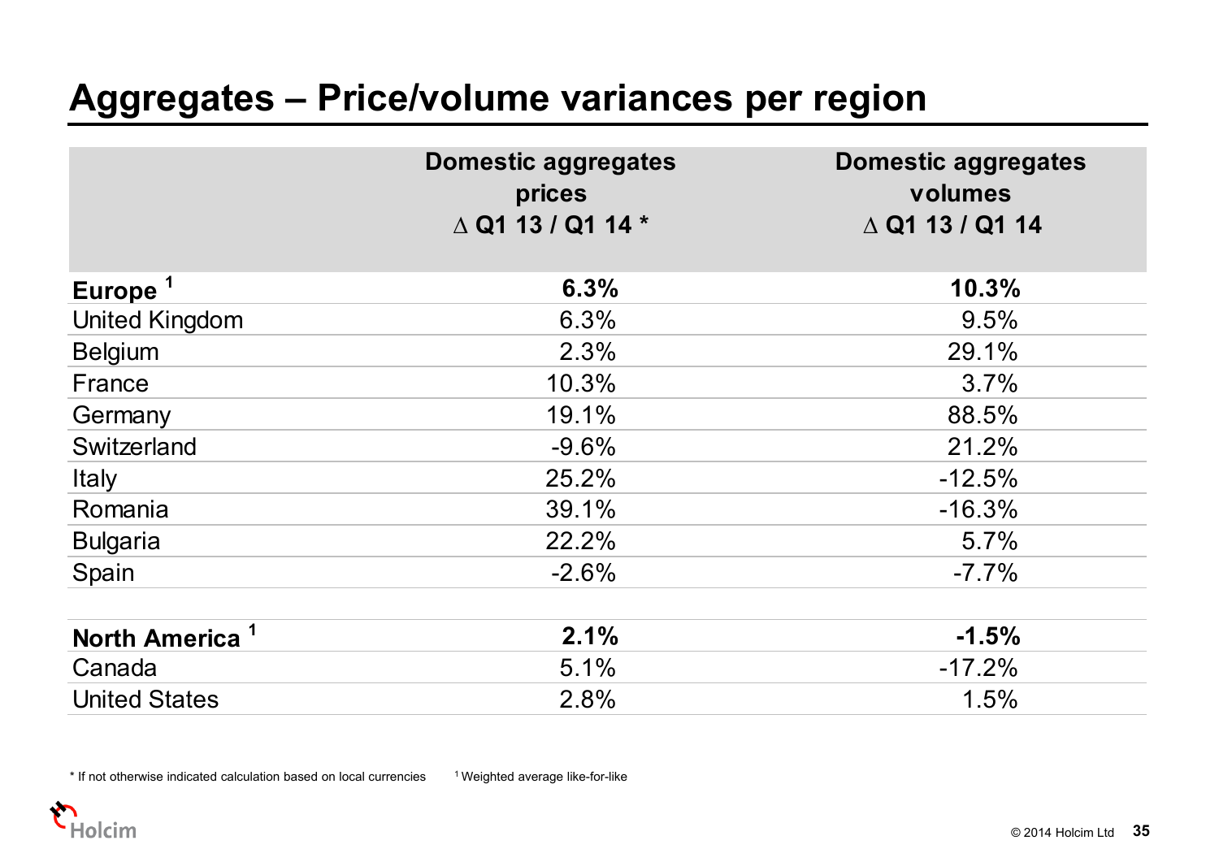# Aggregates – Price/volume variances per region

| | Domestic aggregates prices ∆ Q1 13 / Q1 14 * | Domestic aggregates volumes ∆ Q1 13 / Q1 14 |
|---|---|---|
| **Europe** [1] | **6.3%** | **10.3%** |
| United Kingdom | 6.3% | 9.5% |
| Belgium | 2.3% | 29.1% |
| France | 10.3% | 3.7% |
| Germany | 19.1% | 88.5% |
| Switzerland | -9.6% | 21.2% |
| Italy | 25.2% | -12.5% |
| Romania | 39.1% | -16.3% |
| Bulgaria | 22.2% | 5.7% |
| Spain | -2.6% | -7.7% |
| | | |
| **North America** [1] | **2.1%** | **-1.5%** |
| Canada | 5.1% | -17.2% |
| United States | 2.8% | 1.5% |

* If not otherwise indicated calculation based on local currencies

[1] Weighted average like-for-like

© 2014 Holcim Ltd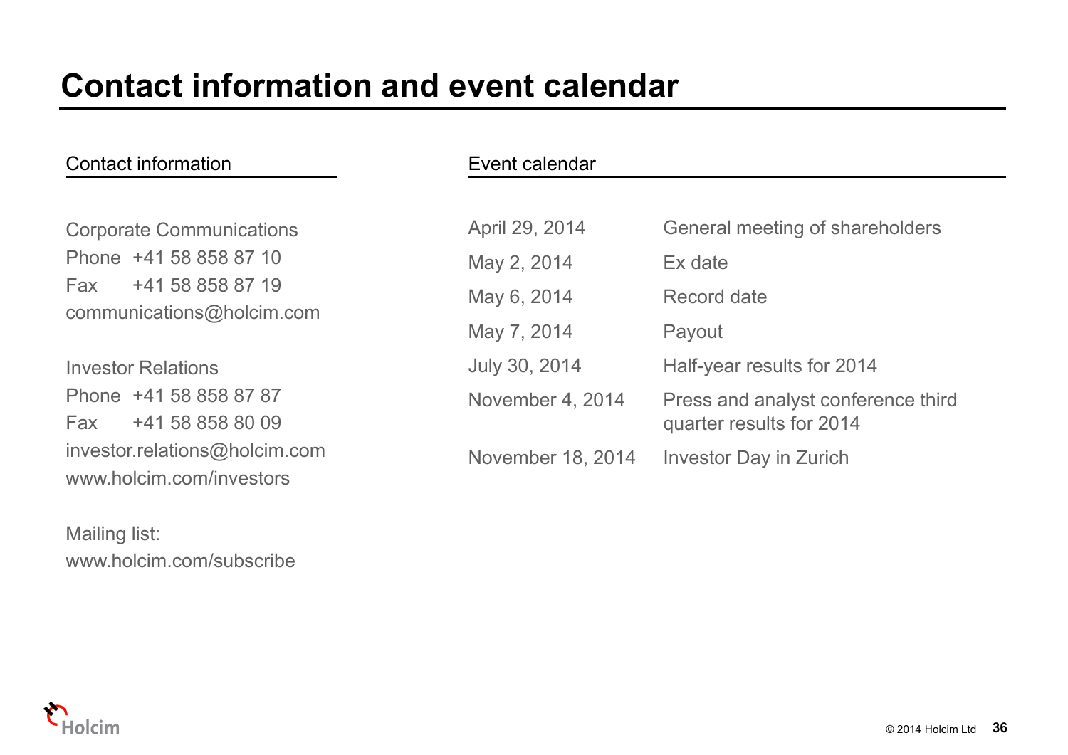# Contact information and event calendar

## Contact information

Corporate Communications
Phone +41 58 858 87 10
Fax +41 58 858 87 19
communications@holcim.com

Investor Relations
Phone +41 58 858 87 87
Fax +41 58 858 80 09
investor.relations@holcim.com
www.holcim.com/investors

Mailing list:
www.holcim.com/subscribe

## Event calendar

| | |
|---|---|
| April 29, 2014 | General meeting of shareholders |
| May 2, 2014 | Ex date |
| May 6, 2014 | Record date |
| May 7, 2014 | Payout |
| July 30, 2014 | Half-year results for 2014 |
| November 4, 2014 | Press and analyst conference third quarter results for 2014 |
| November 18, 2014 | Investor Day in Zurich |

© 2014 Holcim Ltd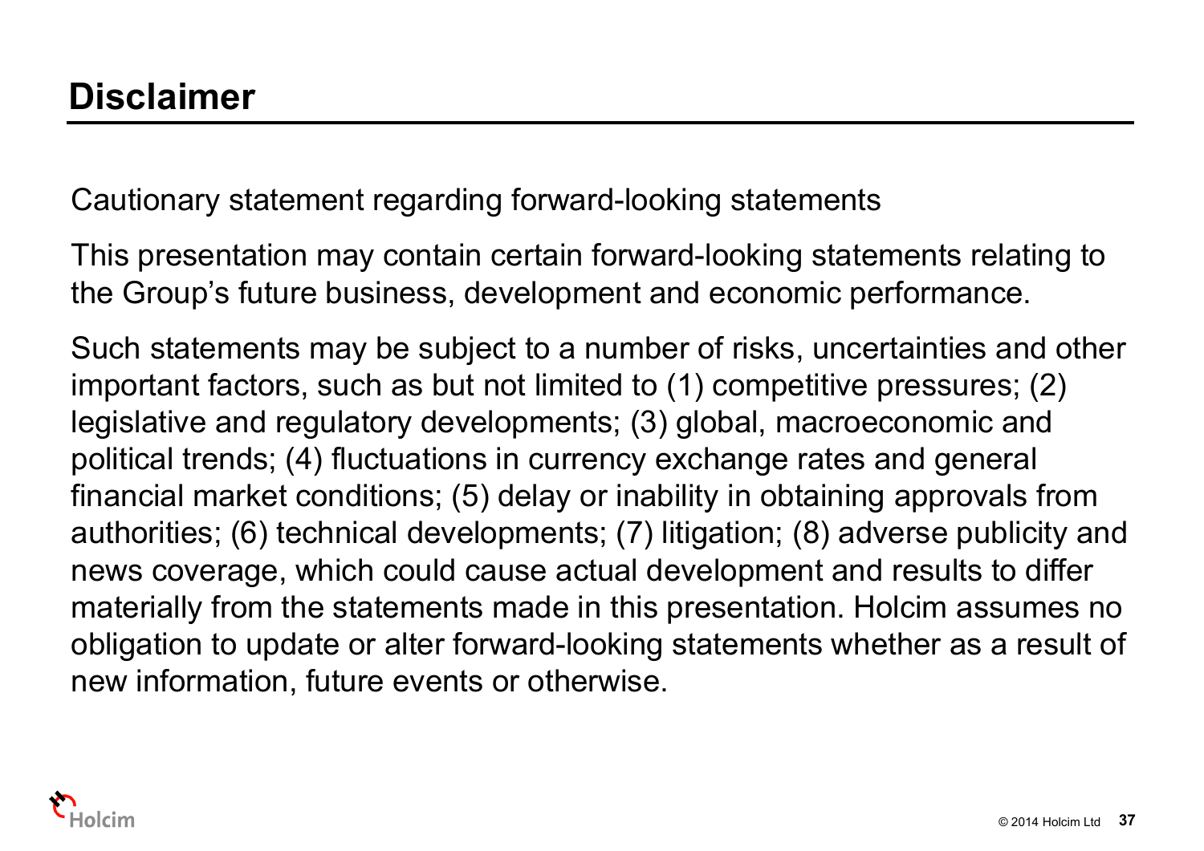# Disclaimer

Cautionary statement regarding forward-looking statements

This presentation may contain certain forward-looking statements relating to the Group's future business, development and economic performance.

Such statements may be subject to a number of risks, uncertainties and other important factors, such as but not limited to (1) competitive pressures; (2) legislative and regulatory developments; (3) global, macroeconomic and political trends; (4) fluctuations in currency exchange rates and general financial market conditions; (5) delay or inability in obtaining approvals from authorities; (6) technical developments; (7) litigation; (8) adverse publicity and news coverage, which could cause actual development and results to differ materially from the statements made in this presentation. Holcim assumes no obligation to update or alter forward-looking statements whether as a result of new information, future events or otherwise.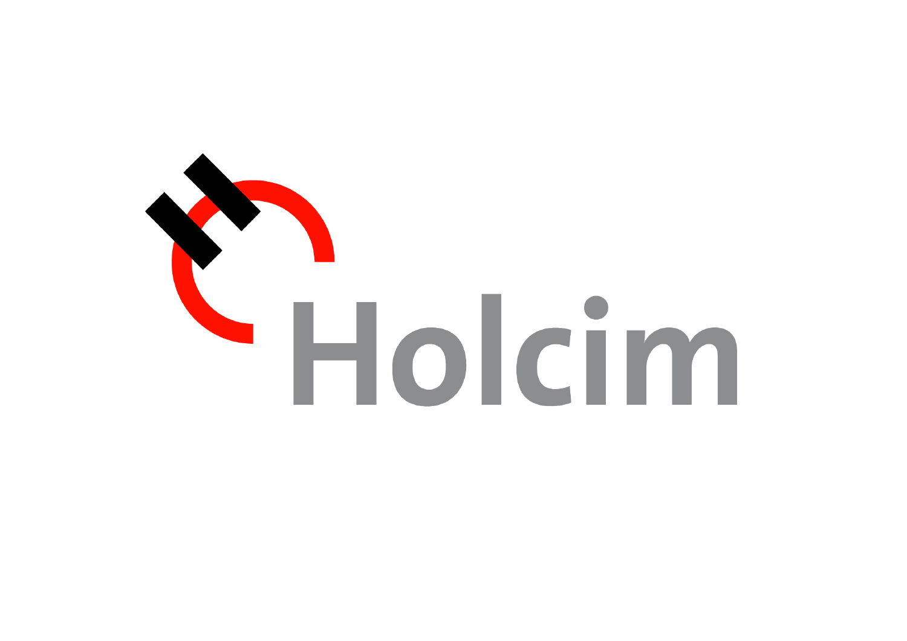Holcim